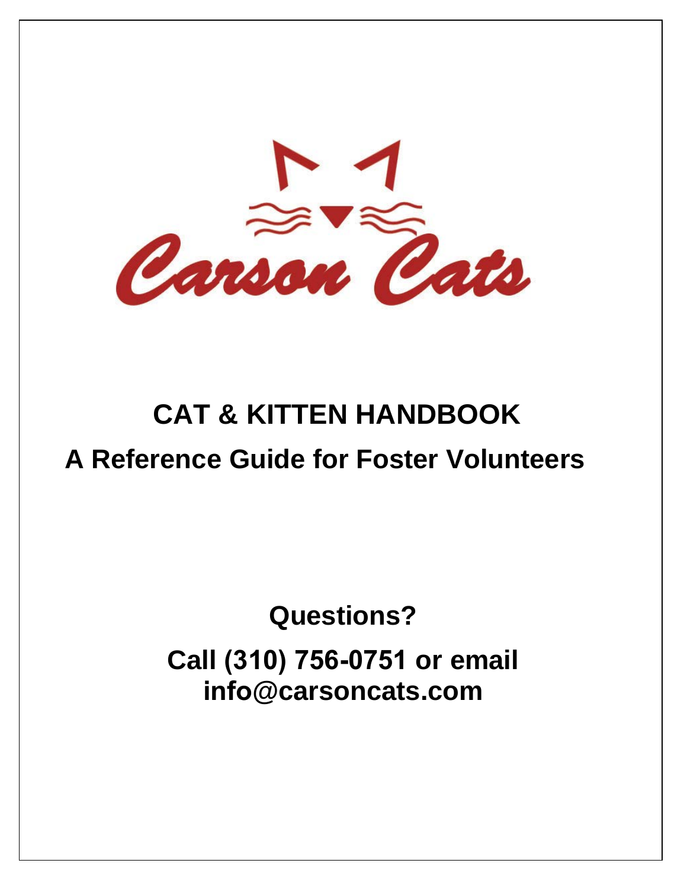Carson Cats

# CAT & KITTEN HANDBOOK

## A Reference Guide for Foster Volunteers

**Questions?**

**Call (310) 756-0751 or email info@carsoncats.com**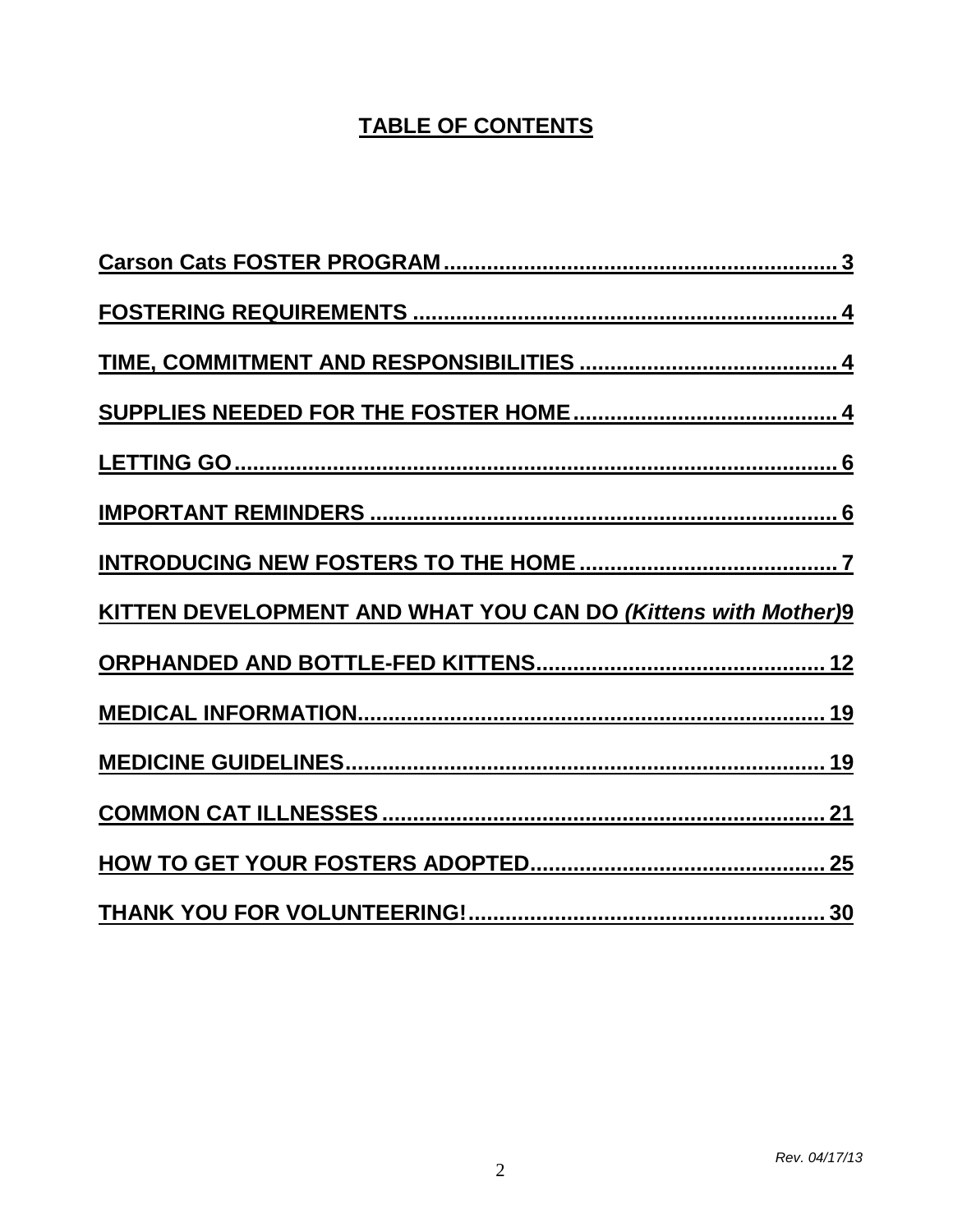# TABLE OF CONTENTS

**Carson Cats FOSTER PROGRAM................................................................ 3**

**FOSTERING REQUIREMENTS .................................................................... 4**

**TIME, COMMITMENT AND RESPONSIBILITIES .......................................... 4**

**SUPPLIES NEEDED FOR THE FOSTER HOME............................................ 4**

**LETTING GO................................................................................................ 6**

**IMPORTANT REMINDERS ............................................................................ 6**

**INTRODUCING NEW FOSTERS TO THE HOME........................................... 7**

**KITTEN DEVELOPMENT AND WHAT YOU CAN DO *(Kittens with Mother)*9**

**ORPHANDED AND BOTTLE-FED KITTENS................................................ 12**

**MEDICAL INFORMATION........................................................................... 19**

**MEDICINE GUIDELINES.............................................................................. 19**

**COMMON CAT ILLNESSES ........................................................................ 21**

**HOW TO GET YOUR FOSTERS ADOPTED................................................ 25**

**THANK YOU FOR VOLUNTEERING!.......................................................... 30**

*Rev. 04/17/13*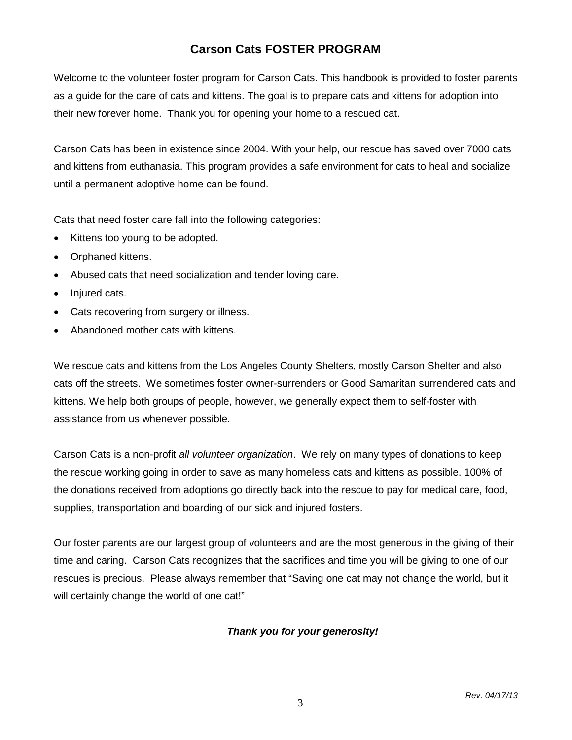# Carson Cats FOSTER PROGRAM

Welcome to the volunteer foster program for Carson Cats. This handbook is provided to foster parents as a guide for the care of cats and kittens. The goal is to prepare cats and kittens for adoption into their new forever home. Thank you for opening your home to a rescued cat.

Carson Cats has been in existence since 2004. With your help, our rescue has saved over 7000 cats and kittens from euthanasia. This program provides a safe environment for cats to heal and socialize until a permanent adoptive home can be found.

Cats that need foster care fall into the following categories:

- Kittens too young to be adopted.
- Orphaned kittens.
- Abused cats that need socialization and tender loving care.
- Injured cats.
- Cats recovering from surgery or illness.
- Abandoned mother cats with kittens.

We rescue cats and kittens from the Los Angeles County Shelters, mostly Carson Shelter and also cats off the streets. We sometimes foster owner-surrenders or Good Samaritan surrendered cats and kittens. We help both groups of people, however, we generally expect them to self-foster with assistance from us whenever possible.

Carson Cats is a non-profit *all volunteer organization*. We rely on many types of donations to keep the rescue working going in order to save as many homeless cats and kittens as possible. 100% of the donations received from adoptions go directly back into the rescue to pay for medical care, food, supplies, transportation and boarding of our sick and injured fosters.

Our foster parents are our largest group of volunteers and are the most generous in the giving of their time and caring. Carson Cats recognizes that the sacrifices and time you will be giving to one of our rescues is precious. Please always remember that "Saving one cat may not change the world, but it will certainly change the world of one cat!"

***Thank you for your generosity!***

*Rev. 04/17/13*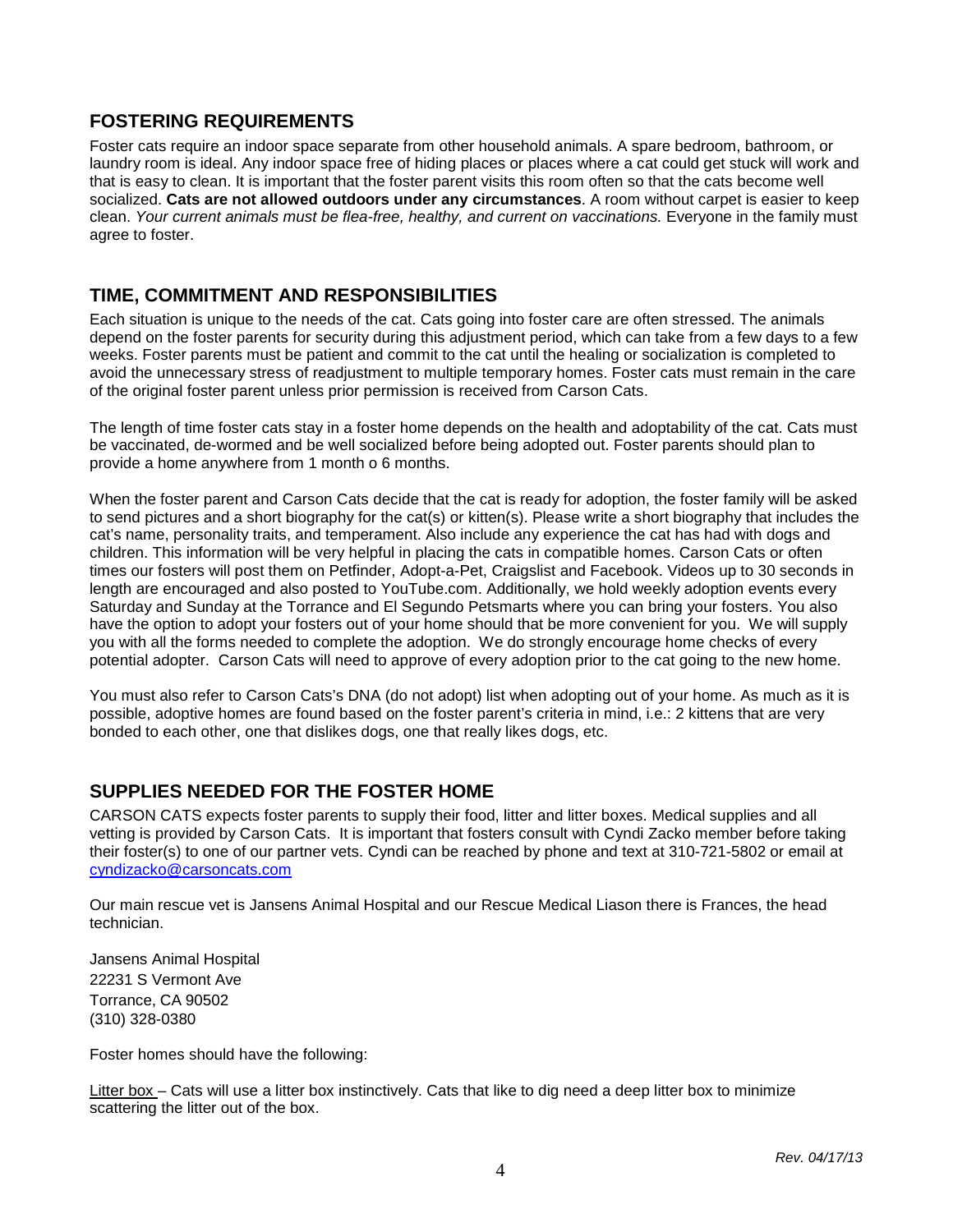## FOSTERING REQUIREMENTS

Foster cats require an indoor space separate from other household animals. A spare bedroom, bathroom, or laundry room is ideal. Any indoor space free of hiding places or places where a cat could get stuck will work and that is easy to clean. It is important that the foster parent visits this room often so that the cats become well socialized. **Cats are not allowed outdoors under any circumstances**. A room without carpet is easier to keep clean. *Your current animals must be flea-free, healthy, and current on vaccinations.* Everyone in the family must agree to foster.

## TIME, COMMITMENT AND RESPONSIBILITIES

Each situation is unique to the needs of the cat. Cats going into foster care are often stressed. The animals depend on the foster parents for security during this adjustment period, which can take from a few days to a few weeks. Foster parents must be patient and commit to the cat until the healing or socialization is completed to avoid the unnecessary stress of readjustment to multiple temporary homes. Foster cats must remain in the care of the original foster parent unless prior permission is received from Carson Cats.

The length of time foster cats stay in a foster home depends on the health and adoptability of the cat. Cats must be vaccinated, de-wormed and be well socialized before being adopted out. Foster parents should plan to provide a home anywhere from 1 month o 6 months.

When the foster parent and Carson Cats decide that the cat is ready for adoption, the foster family will be asked to send pictures and a short biography for the cat(s) or kitten(s). Please write a short biography that includes the cat's name, personality traits, and temperament. Also include any experience the cat has had with dogs and children. This information will be very helpful in placing the cats in compatible homes. Carson Cats or often times our fosters will post them on Petfinder, Adopt-a-Pet, Craigslist and Facebook. Videos up to 30 seconds in length are encouraged and also posted to YouTube.com. Additionally, we hold weekly adoption events every Saturday and Sunday at the Torrance and El Segundo Petsmarts where you can bring your fosters. You also have the option to adopt your fosters out of your home should that be more convenient for you. We will supply you with all the forms needed to complete the adoption. We do strongly encourage home checks of every potential adopter. Carson Cats will need to approve of every adoption prior to the cat going to the new home.

You must also refer to Carson Cats's DNA (do not adopt) list when adopting out of your home. As much as it is possible, adoptive homes are found based on the foster parent's criteria in mind, i.e.: 2 kittens that are very bonded to each other, one that dislikes dogs, one that really likes dogs, etc.

## SUPPLIES NEEDED FOR THE FOSTER HOME

CARSON CATS expects foster parents to supply their food, litter and litter boxes. Medical supplies and all vetting is provided by Carson Cats. It is important that fosters consult with Cyndi Zacko member before taking their foster(s) to one of our partner vets. Cyndi can be reached by phone and text at 310-721-5802 or email at [cyndizacko@carsoncats.com](mailto:cyndizacko@carsoncats.com)

Our main rescue vet is Jansens Animal Hospital and our Rescue Medical Liason there is Frances, the head technician.

Jansens Animal Hospital
22231 S Vermont Ave
Torrance, CA 90502
(310) 328-0380

Foster homes should have the following:

Litter box – Cats will use a litter box instinctively. Cats that like to dig need a deep litter box to minimize scattering the litter out of the box.

*Rev. 04/17/13*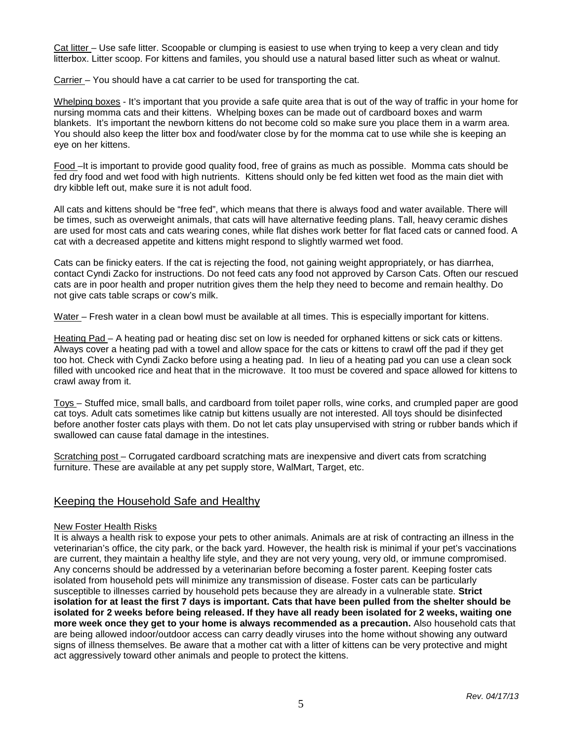Cat litter – Use safe litter. Scoopable or clumping is easiest to use when trying to keep a very clean and tidy litterbox. Litter scoop. For kittens and familes, you should use a natural based litter such as wheat or walnut.

Carrier – You should have a cat carrier to be used for transporting the cat.

Whelping boxes - It's important that you provide a safe quite area that is out of the way of traffic in your home for nursing momma cats and their kittens. Whelping boxes can be made out of cardboard boxes and warm blankets. It's important the newborn kittens do not become cold so make sure you place them in a warm area. You should also keep the litter box and food/water close by for the momma cat to use while she is keeping an eye on her kittens.

Food –It is important to provide good quality food, free of grains as much as possible. Momma cats should be fed dry food and wet food with high nutrients. Kittens should only be fed kitten wet food as the main diet with dry kibble left out, make sure it is not adult food.

All cats and kittens should be "free fed", which means that there is always food and water available. There will be times, such as overweight animals, that cats will have alternative feeding plans. Tall, heavy ceramic dishes are used for most cats and cats wearing cones, while flat dishes work better for flat faced cats or canned food. A cat with a decreased appetite and kittens might respond to slightly warmed wet food.

Cats can be finicky eaters. If the cat is rejecting the food, not gaining weight appropriately, or has diarrhea, contact Cyndi Zacko for instructions. Do not feed cats any food not approved by Carson Cats. Often our rescued cats are in poor health and proper nutrition gives them the help they need to become and remain healthy. Do not give cats table scraps or cow's milk.

Water – Fresh water in a clean bowl must be available at all times. This is especially important for kittens.

Heating Pad – A heating pad or heating disc set on low is needed for orphaned kittens or sick cats or kittens. Always cover a heating pad with a towel and allow space for the cats or kittens to crawl off the pad if they get too hot. Check with Cyndi Zacko before using a heating pad. In lieu of a heating pad you can use a clean sock filled with uncooked rice and heat that in the microwave. It too must be covered and space allowed for kittens to crawl away from it.

Toys – Stuffed mice, small balls, and cardboard from toilet paper rolls, wine corks, and crumpled paper are good cat toys. Adult cats sometimes like catnip but kittens usually are not interested. All toys should be disinfected before another foster cats plays with them. Do not let cats play unsupervised with string or rubber bands which if swallowed can cause fatal damage in the intestines.

Scratching post – Corrugated cardboard scratching mats are inexpensive and divert cats from scratching furniture. These are available at any pet supply store, WalMart, Target, etc.

## Keeping the Household Safe and Healthy

### New Foster Health Risks

It is always a health risk to expose your pets to other animals. Animals are at risk of contracting an illness in the veterinarian's office, the city park, or the back yard. However, the health risk is minimal if your pet's vaccinations are current, they maintain a healthy life style, and they are not very young, very old, or immune compromised. Any concerns should be addressed by a veterinarian before becoming a foster parent. Keeping foster cats isolated from household pets will minimize any transmission of disease. Foster cats can be particularly susceptible to illnesses carried by household pets because they are already in a vulnerable state. **Strict isolation for at least the first 7 days is important. Cats that have been pulled from the shelter should be isolated for 2 weeks before being released. If they have all ready been isolated for 2 weeks, waiting one more week once they get to your home is always recommended as a precaution.** Also household cats that are being allowed indoor/outdoor access can carry deadly viruses into the home without showing any outward signs of illness themselves. Be aware that a mother cat with a litter of kittens can be very protective and might act aggressively toward other animals and people to protect the kittens.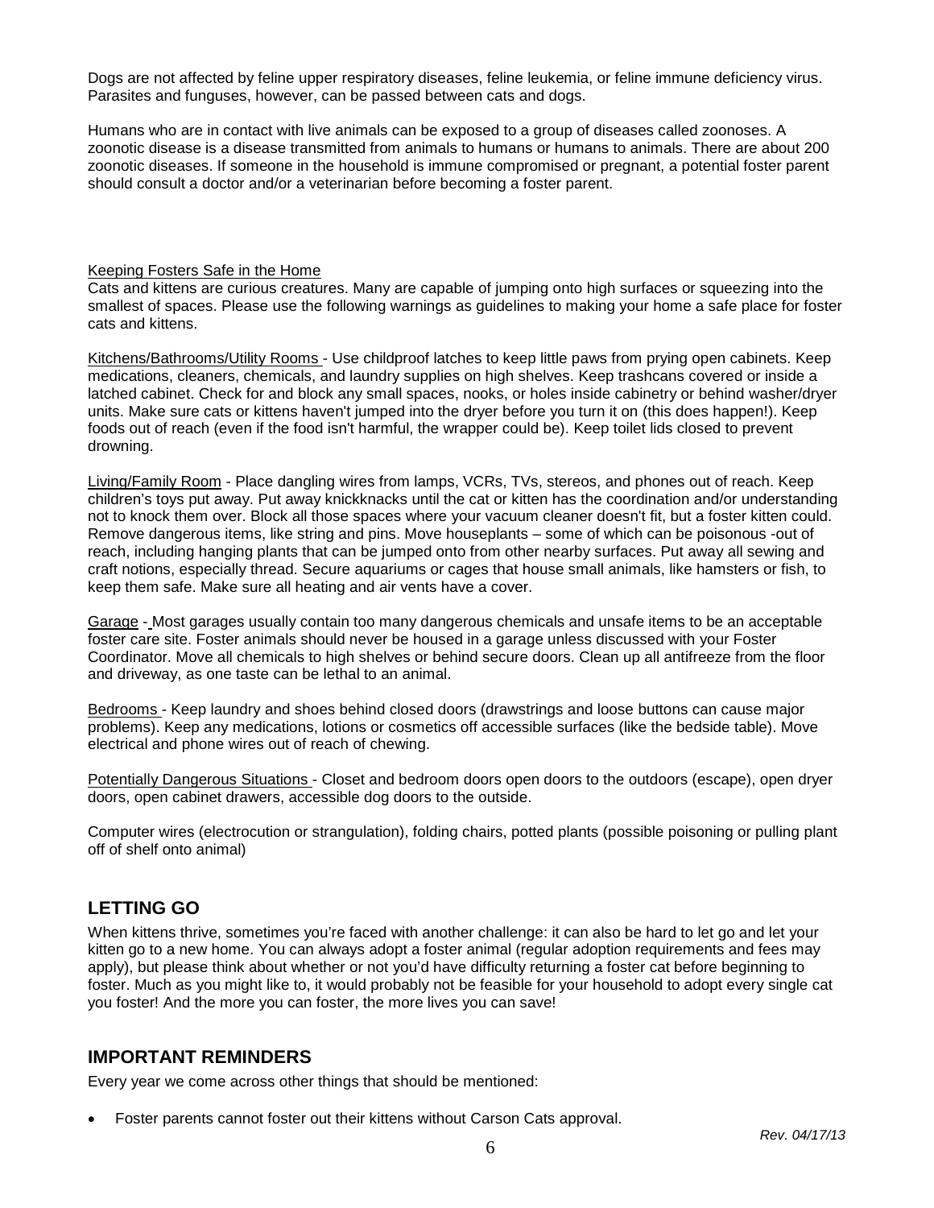Dogs are not affected by feline upper respiratory diseases, feline leukemia, or feline immune deficiency virus. Parasites and funguses, however, can be passed between cats and dogs.

Humans who are in contact with live animals can be exposed to a group of diseases called zoonoses. A zoonotic disease is a disease transmitted from animals to humans or humans to animals. There are about 200 zoonotic diseases. If someone in the household is immune compromised or pregnant, a potential foster parent should consult a doctor and/or a veterinarian before becoming a foster parent.

Keeping Fosters Safe in the Home

Cats and kittens are curious creatures. Many are capable of jumping onto high surfaces or squeezing into the smallest of spaces. Please use the following warnings as guidelines to making your home a safe place for foster cats and kittens.

Kitchens/Bathrooms/Utility Rooms - Use childproof latches to keep little paws from prying open cabinets. Keep medications, cleaners, chemicals, and laundry supplies on high shelves. Keep trashcans covered or inside a latched cabinet. Check for and block any small spaces, nooks, or holes inside cabinetry or behind washer/dryer units. Make sure cats or kittens haven't jumped into the dryer before you turn it on (this does happen!). Keep foods out of reach (even if the food isn't harmful, the wrapper could be). Keep toilet lids closed to prevent drowning.

Living/Family Room - Place dangling wires from lamps, VCRs, TVs, stereos, and phones out of reach. Keep children's toys put away. Put away knickknacks until the cat or kitten has the coordination and/or understanding not to knock them over. Block all those spaces where your vacuum cleaner doesn't fit, but a foster kitten could. Remove dangerous items, like string and pins. Move houseplants – some of which can be poisonous -out of reach, including hanging plants that can be jumped onto from other nearby surfaces. Put away all sewing and craft notions, especially thread. Secure aquariums or cages that house small animals, like hamsters or fish, to keep them safe. Make sure all heating and air vents have a cover.

Garage - Most garages usually contain too many dangerous chemicals and unsafe items to be an acceptable foster care site. Foster animals should never be housed in a garage unless discussed with your Foster Coordinator. Move all chemicals to high shelves or behind secure doors. Clean up all antifreeze from the floor and driveway, as one taste can be lethal to an animal.

Bedrooms - Keep laundry and shoes behind closed doors (drawstrings and loose buttons can cause major problems). Keep any medications, lotions or cosmetics off accessible surfaces (like the bedside table). Move electrical and phone wires out of reach of chewing.

Potentially Dangerous Situations - Closet and bedroom doors open doors to the outdoors (escape), open dryer doors, open cabinet drawers, accessible dog doors to the outside.

Computer wires (electrocution or strangulation), folding chairs, potted plants (possible poisoning or pulling plant off of shelf onto animal)

## LETTING GO

When kittens thrive, sometimes you're faced with another challenge: it can also be hard to let go and let your kitten go to a new home. You can always adopt a foster animal (regular adoption requirements and fees may apply), but please think about whether or not you'd have difficulty returning a foster cat before beginning to foster. Much as you might like to, it would probably not be feasible for your household to adopt every single cat you foster! And the more you can foster, the more lives you can save!

## IMPORTANT REMINDERS

Every year we come across other things that should be mentioned:

- Foster parents cannot foster out their kittens without Carson Cats approval.

*Rev. 04/17/13*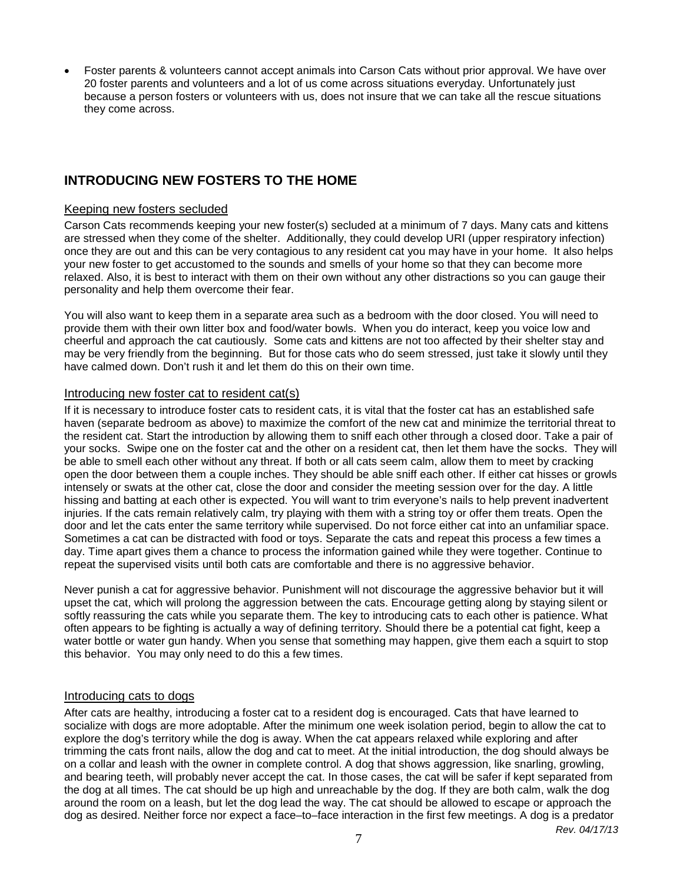- Foster parents & volunteers cannot accept animals into Carson Cats without prior approval. We have over 20 foster parents and volunteers and a lot of us come across situations everyday. Unfortunately just because a person fosters or volunteers with us, does not insure that we can take all the rescue situations they come across.

## INTRODUCING NEW FOSTERS TO THE HOME

### Keeping new fosters secluded

Carson Cats recommends keeping your new foster(s) secluded at a minimum of 7 days. Many cats and kittens are stressed when they come of the shelter. Additionally, they could develop URI (upper respiratory infection) once they are out and this can be very contagious to any resident cat you may have in your home. It also helps your new foster to get accustomed to the sounds and smells of your home so that they can become more relaxed. Also, it is best to interact with them on their own without any other distractions so you can gauge their personality and help them overcome their fear.

You will also want to keep them in a separate area such as a bedroom with the door closed. You will need to provide them with their own litter box and food/water bowls. When you do interact, keep you voice low and cheerful and approach the cat cautiously. Some cats and kittens are not too affected by their shelter stay and may be very friendly from the beginning. But for those cats who do seem stressed, just take it slowly until they have calmed down. Don't rush it and let them do this on their own time.

### Introducing new foster cat to resident cat(s)

If it is necessary to introduce foster cats to resident cats, it is vital that the foster cat has an established safe haven (separate bedroom as above) to maximize the comfort of the new cat and minimize the territorial threat to the resident cat. Start the introduction by allowing them to sniff each other through a closed door. Take a pair of your socks. Swipe one on the foster cat and the other on a resident cat, then let them have the socks. They will be able to smell each other without any threat. If both or all cats seem calm, allow them to meet by cracking open the door between them a couple inches. They should be able sniff each other. If either cat hisses or growls intensely or swats at the other cat, close the door and consider the meeting session over for the day. A little hissing and batting at each other is expected. You will want to trim everyone's nails to help prevent inadvertent injuries. If the cats remain relatively calm, try playing with them with a string toy or offer them treats. Open the door and let the cats enter the same territory while supervised. Do not force either cat into an unfamiliar space. Sometimes a cat can be distracted with food or toys. Separate the cats and repeat this process a few times a day. Time apart gives them a chance to process the information gained while they were together. Continue to repeat the supervised visits until both cats are comfortable and there is no aggressive behavior.

Never punish a cat for aggressive behavior. Punishment will not discourage the aggressive behavior but it will upset the cat, which will prolong the aggression between the cats. Encourage getting along by staying silent or softly reassuring the cats while you separate them. The key to introducing cats to each other is patience. What often appears to be fighting is actually a way of defining territory. Should there be a potential cat fight, keep a water bottle or water gun handy. When you sense that something may happen, give them each a squirt to stop this behavior. You may only need to do this a few times.

### Introducing cats to dogs

After cats are healthy, introducing a foster cat to a resident dog is encouraged. Cats that have learned to socialize with dogs are more adoptable. After the minimum one week isolation period, begin to allow the cat to explore the dog's territory while the dog is away. When the cat appears relaxed while exploring and after trimming the cats front nails, allow the dog and cat to meet. At the initial introduction, the dog should always be on a collar and leash with the owner in complete control. A dog that shows aggression, like snarling, growling, and bearing teeth, will probably never accept the cat. In those cases, the cat will be safer if kept separated from the dog at all times. The cat should be up high and unreachable by the dog. If they are both calm, walk the dog around the room on a leash, but let the dog lead the way. The cat should be allowed to escape or approach the dog as desired. Neither force nor expect a face–to–face interaction in the first few meetings. A dog is a predator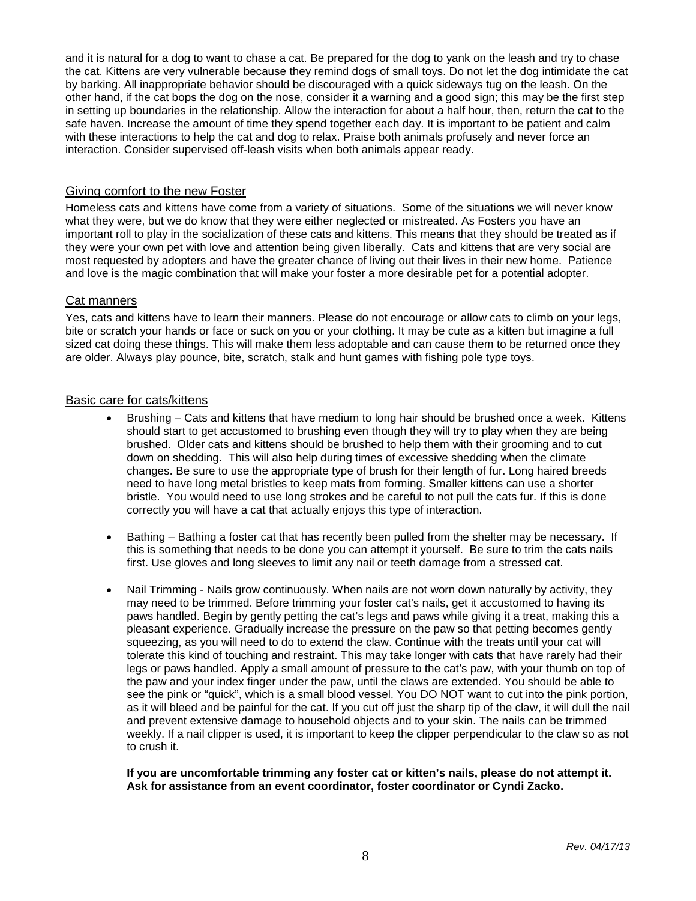and it is natural for a dog to want to chase a cat. Be prepared for the dog to yank on the leash and try to chase the cat. Kittens are very vulnerable because they remind dogs of small toys. Do not let the dog intimidate the cat by barking. All inappropriate behavior should be discouraged with a quick sideways tug on the leash. On the other hand, if the cat bops the dog on the nose, consider it a warning and a good sign; this may be the first step in setting up boundaries in the relationship. Allow the interaction for about a half hour, then, return the cat to the safe haven. Increase the amount of time they spend together each day. It is important to be patient and calm with these interactions to help the cat and dog to relax. Praise both animals profusely and never force an interaction. Consider supervised off-leash visits when both animals appear ready.

## Giving comfort to the new Foster

Homeless cats and kittens have come from a variety of situations. Some of the situations we will never know what they were, but we do know that they were either neglected or mistreated. As Fosters you have an important roll to play in the socialization of these cats and kittens. This means that they should be treated as if they were your own pet with love and attention being given liberally. Cats and kittens that are very social are most requested by adopters and have the greater chance of living out their lives in their new home. Patience and love is the magic combination that will make your foster a more desirable pet for a potential adopter.

## Cat manners

Yes, cats and kittens have to learn their manners. Please do not encourage or allow cats to climb on your legs, bite or scratch your hands or face or suck on you or your clothing. It may be cute as a kitten but imagine a full sized cat doing these things. This will make them less adoptable and can cause them to be returned once they are older. Always play pounce, bite, scratch, stalk and hunt games with fishing pole type toys.

## Basic care for cats/kittens

- Brushing – Cats and kittens that have medium to long hair should be brushed once a week. Kittens should start to get accustomed to brushing even though they will try to play when they are being brushed. Older cats and kittens should be brushed to help them with their grooming and to cut down on shedding. This will also help during times of excessive shedding when the climate changes. Be sure to use the appropriate type of brush for their length of fur. Long haired breeds need to have long metal bristles to keep mats from forming. Smaller kittens can use a shorter bristle. You would need to use long strokes and be careful to not pull the cats fur. If this is done correctly you will have a cat that actually enjoys this type of interaction.

- Bathing – Bathing a foster cat that has recently been pulled from the shelter may be necessary. If this is something that needs to be done you can attempt it yourself. Be sure to trim the cats nails first. Use gloves and long sleeves to limit any nail or teeth damage from a stressed cat.

- Nail Trimming - Nails grow continuously. When nails are not worn down naturally by activity, they may need to be trimmed. Before trimming your foster cat's nails, get it accustomed to having its paws handled. Begin by gently petting the cat's legs and paws while giving it a treat, making this a pleasant experience. Gradually increase the pressure on the paw so that petting becomes gently squeezing, as you will need to do to extend the claw. Continue with the treats until your cat will tolerate this kind of touching and restraint. This may take longer with cats that have rarely had their legs or paws handled. Apply a small amount of pressure to the cat's paw, with your thumb on top of the paw and your index finger under the paw, until the claws are extended. You should be able to see the pink or "quick", which is a small blood vessel. You DO NOT want to cut into the pink portion, as it will bleed and be painful for the cat. If you cut off just the sharp tip of the claw, it will dull the nail and prevent extensive damage to household objects and to your skin. The nails can be trimmed weekly. If a nail clipper is used, it is important to keep the clipper perpendicular to the claw so as not to crush it.

  **If you are uncomfortable trimming any foster cat or kitten's nails, please do not attempt it. Ask for assistance from an event coordinator, foster coordinator or Cyndi Zacko.**

*Rev. 04/17/13*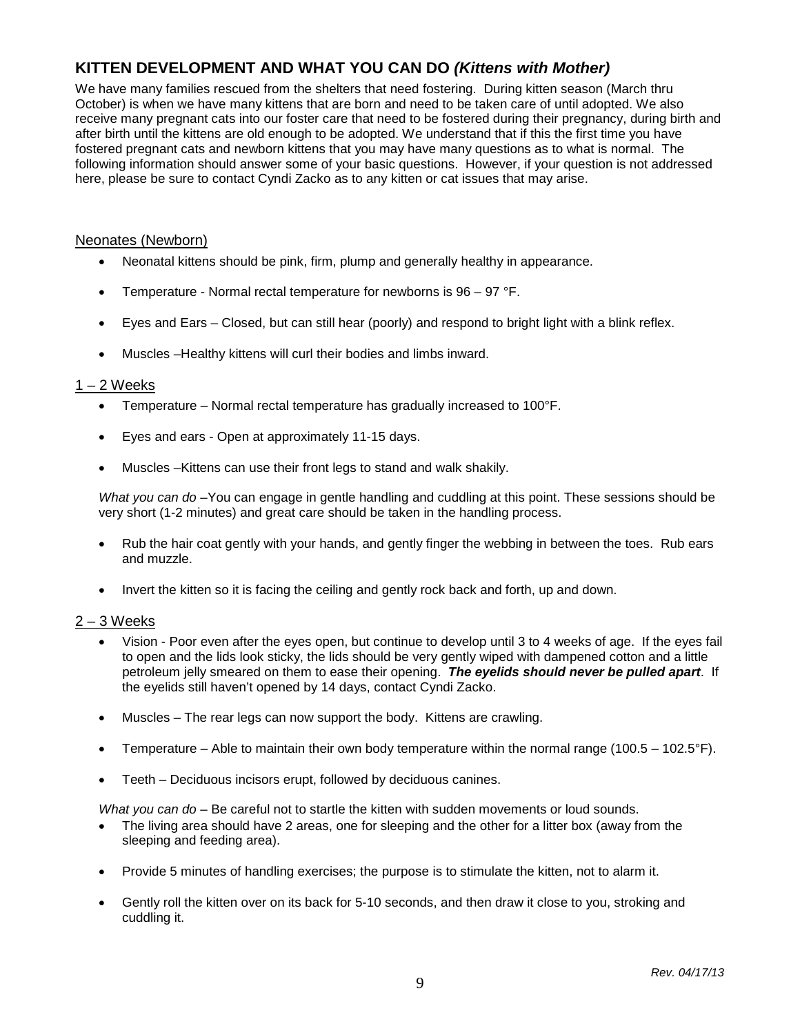## KITTEN DEVELOPMENT AND WHAT YOU CAN DO *(Kittens with Mother)*

We have many families rescued from the shelters that need fostering. During kitten season (March thru October) is when we have many kittens that are born and need to be taken care of until adopted. We also receive many pregnant cats into our foster care that need to be fostered during their pregnancy, during birth and after birth until the kittens are old enough to be adopted. We understand that if this the first time you have fostered pregnant cats and newborn kittens that you may have many questions as to what is normal. The following information should answer some of your basic questions. However, if your question is not addressed here, please be sure to contact Cyndi Zacko as to any kitten or cat issues that may arise.

### Neonates (Newborn)

- Neonatal kittens should be pink, firm, plump and generally healthy in appearance.
- Temperature - Normal rectal temperature for newborns is 96 – 97 °F.
- Eyes and Ears – Closed, but can still hear (poorly) and respond to bright light with a blink reflex.
- Muscles –Healthy kittens will curl their bodies and limbs inward.

### 1 – 2 Weeks

- Temperature – Normal rectal temperature has gradually increased to 100°F.
- Eyes and ears - Open at approximately 11-15 days.
- Muscles –Kittens can use their front legs to stand and walk shakily.

*What you can do* –You can engage in gentle handling and cuddling at this point. These sessions should be very short (1-2 minutes) and great care should be taken in the handling process.

- Rub the hair coat gently with your hands, and gently finger the webbing in between the toes. Rub ears and muzzle.
- Invert the kitten so it is facing the ceiling and gently rock back and forth, up and down.

### 2 – 3 Weeks

- Vision - Poor even after the eyes open, but continue to develop until 3 to 4 weeks of age. If the eyes fail to open and the lids look sticky, the lids should be very gently wiped with dampened cotton and a little petroleum jelly smeared on them to ease their opening. ***The eyelids should never be pulled apart***. If the eyelids still haven't opened by 14 days, contact Cyndi Zacko.
- Muscles – The rear legs can now support the body. Kittens are crawling.
- Temperature – Able to maintain their own body temperature within the normal range (100.5 – 102.5°F).
- Teeth – Deciduous incisors erupt, followed by deciduous canines.

*What you can do* – Be careful not to startle the kitten with sudden movements or loud sounds.

- The living area should have 2 areas, one for sleeping and the other for a litter box (away from the sleeping and feeding area).
- Provide 5 minutes of handling exercises; the purpose is to stimulate the kitten, not to alarm it.
- Gently roll the kitten over on its back for 5-10 seconds, and then draw it close to you, stroking and cuddling it.

*Rev. 04/17/13*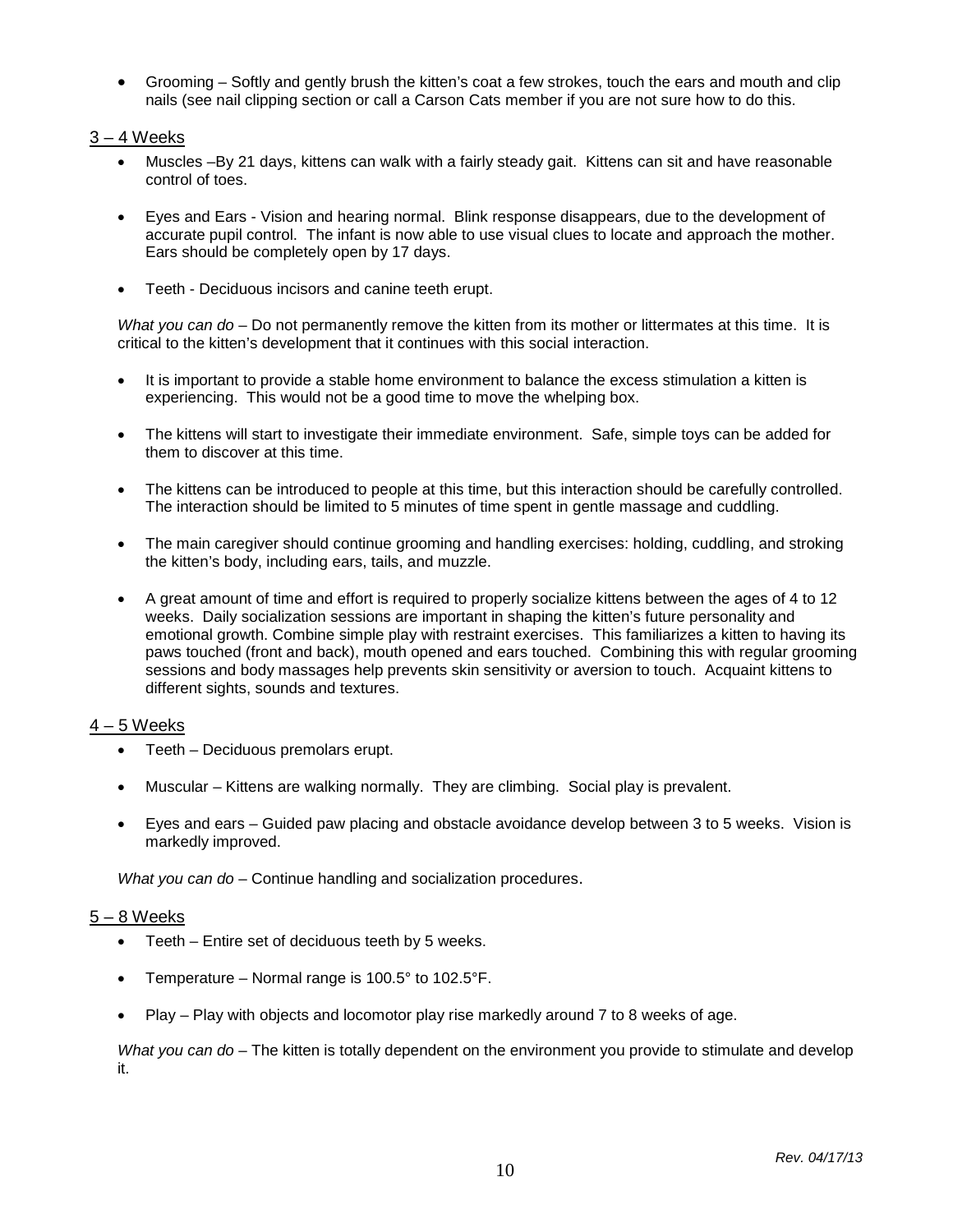- Grooming – Softly and gently brush the kitten's coat a few strokes, touch the ears and mouth and clip nails (see nail clipping section or call a Carson Cats member if you are not sure how to do this.

## 3 – 4 Weeks

- Muscles –By 21 days, kittens can walk with a fairly steady gait. Kittens can sit and have reasonable control of toes.
- Eyes and Ears - Vision and hearing normal. Blink response disappears, due to the development of accurate pupil control. The infant is now able to use visual clues to locate and approach the mother. Ears should be completely open by 17 days.
- Teeth - Deciduous incisors and canine teeth erupt.

*What you can do* – Do not permanently remove the kitten from its mother or littermates at this time. It is critical to the kitten's development that it continues with this social interaction.

- It is important to provide a stable home environment to balance the excess stimulation a kitten is experiencing. This would not be a good time to move the whelping box.
- The kittens will start to investigate their immediate environment. Safe, simple toys can be added for them to discover at this time.
- The kittens can be introduced to people at this time, but this interaction should be carefully controlled. The interaction should be limited to 5 minutes of time spent in gentle massage and cuddling.
- The main caregiver should continue grooming and handling exercises: holding, cuddling, and stroking the kitten's body, including ears, tails, and muzzle.
- A great amount of time and effort is required to properly socialize kittens between the ages of 4 to 12 weeks. Daily socialization sessions are important in shaping the kitten's future personality and emotional growth. Combine simple play with restraint exercises. This familiarizes a kitten to having its paws touched (front and back), mouth opened and ears touched. Combining this with regular grooming sessions and body massages help prevents skin sensitivity or aversion to touch. Acquaint kittens to different sights, sounds and textures.

## 4 – 5 Weeks

- Teeth – Deciduous premolars erupt.
- Muscular – Kittens are walking normally. They are climbing. Social play is prevalent.
- Eyes and ears – Guided paw placing and obstacle avoidance develop between 3 to 5 weeks. Vision is markedly improved.

*What you can do* – Continue handling and socialization procedures.

## 5 – 8 Weeks

- Teeth – Entire set of deciduous teeth by 5 weeks.
- Temperature – Normal range is 100.5° to 102.5°F.
- Play – Play with objects and locomotor play rise markedly around 7 to 8 weeks of age.

*What you can do* – The kitten is totally dependent on the environment you provide to stimulate and develop it.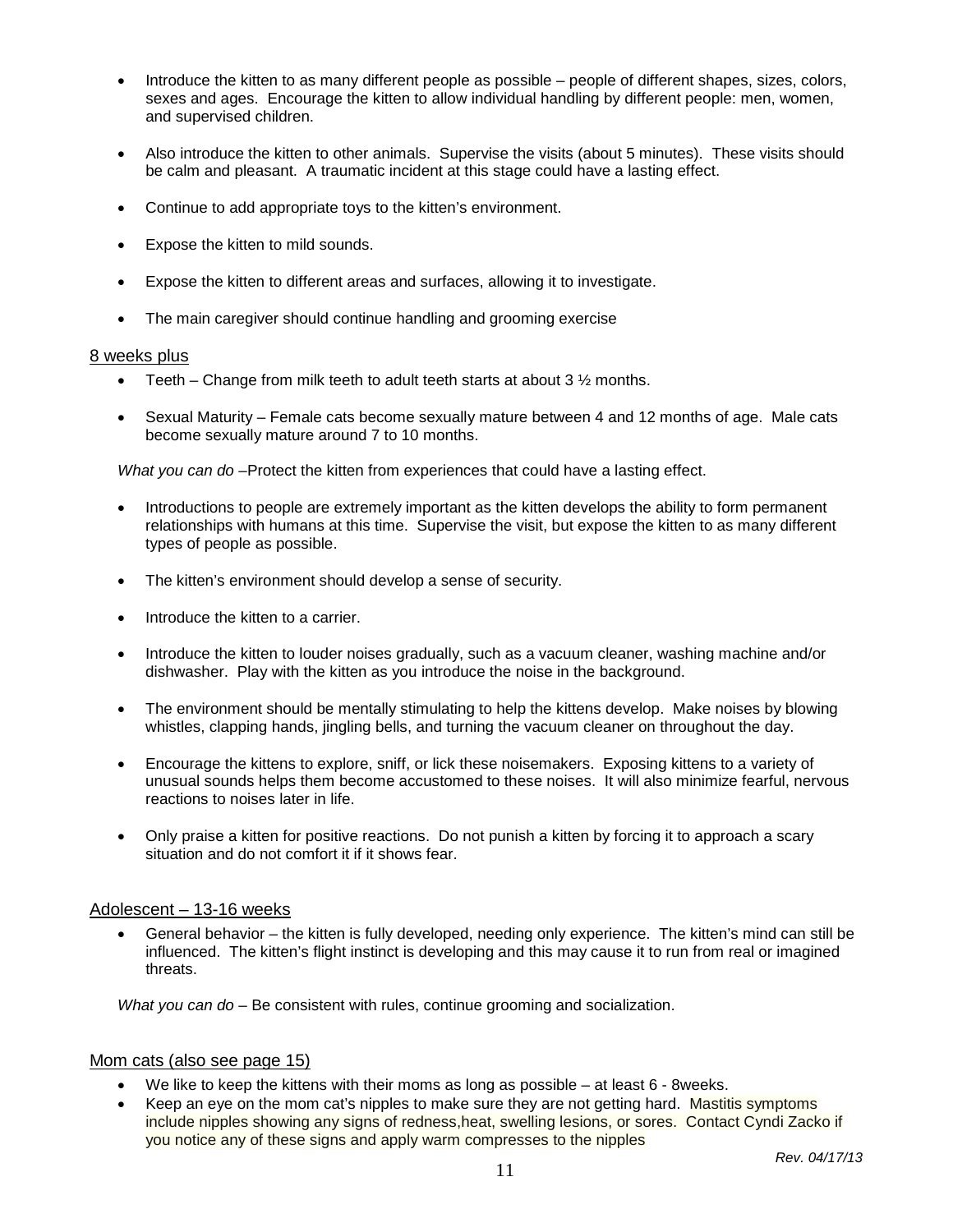- Introduce the kitten to as many different people as possible – people of different shapes, sizes, colors, sexes and ages. Encourage the kitten to allow individual handling by different people: men, women, and supervised children.

- Also introduce the kitten to other animals. Supervise the visits (about 5 minutes). These visits should be calm and pleasant. A traumatic incident at this stage could have a lasting effect.

- Continue to add appropriate toys to the kitten's environment.

- Expose the kitten to mild sounds.

- Expose the kitten to different areas and surfaces, allowing it to investigate.

- The main caregiver should continue handling and grooming exercise

<u>8 weeks plus</u>

- Teeth – Change from milk teeth to adult teeth starts at about 3 ½ months.

- Sexual Maturity – Female cats become sexually mature between 4 and 12 months of age. Male cats become sexually mature around 7 to 10 months.

*What you can do* –Protect the kitten from experiences that could have a lasting effect.

- Introductions to people are extremely important as the kitten develops the ability to form permanent relationships with humans at this time. Supervise the visit, but expose the kitten to as many different types of people as possible.

- The kitten's environment should develop a sense of security.

- Introduce the kitten to a carrier.

- Introduce the kitten to louder noises gradually, such as a vacuum cleaner, washing machine and/or dishwasher. Play with the kitten as you introduce the noise in the background.

- The environment should be mentally stimulating to help the kittens develop. Make noises by blowing whistles, clapping hands, jingling bells, and turning the vacuum cleaner on throughout the day.

- Encourage the kittens to explore, sniff, or lick these noisemakers. Exposing kittens to a variety of unusual sounds helps them become accustomed to these noises. It will also minimize fearful, nervous reactions to noises later in life.

- Only praise a kitten for positive reactions. Do not punish a kitten by forcing it to approach a scary situation and do not comfort it if it shows fear.

<u>Adolescent – 13-16 weeks</u>

- General behavior – the kitten is fully developed, needing only experience. The kitten's mind can still be influenced. The kitten's flight instinct is developing and this may cause it to run from real or imagined threats.

*What you can do* – Be consistent with rules, continue grooming and socialization.

<u>Mom cats (also see page 15)</u>

- We like to keep the kittens with their moms as long as possible – at least 6 - 8weeks.
- Keep an eye on the mom cat's nipples to make sure they are not getting hard. Mastitis symptoms include nipples showing any signs of redness,heat, swelling lesions, or sores. Contact Cyndi Zacko if you notice any of these signs and apply warm compresses to the nipples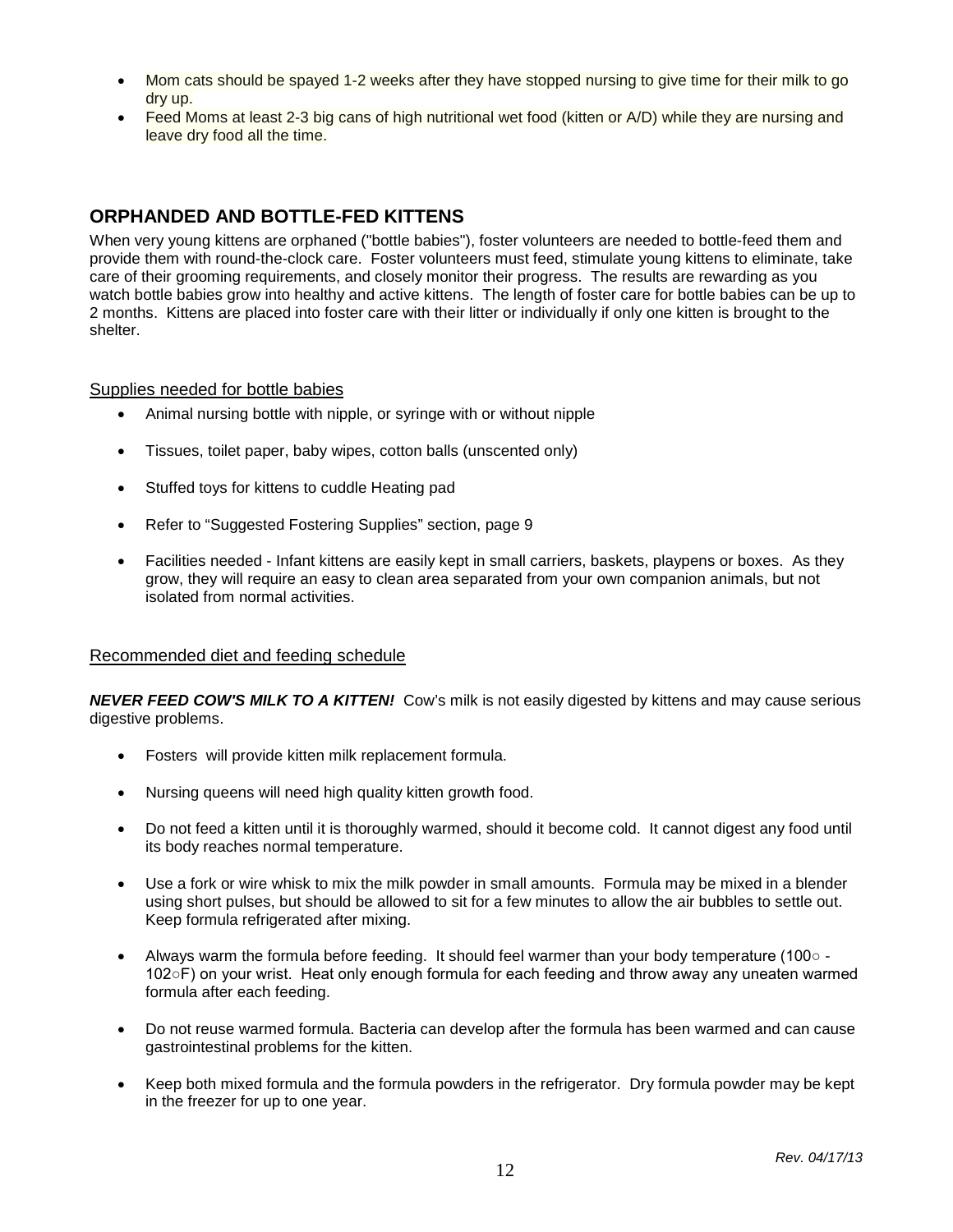- Mom cats should be spayed 1-2 weeks after they have stopped nursing to give time for their milk to go dry up.
- Feed Moms at least 2-3 big cans of high nutritional wet food (kitten or A/D) while they are nursing and leave dry food all the time.

## ORPHANDED AND BOTTLE-FED KITTENS

When very young kittens are orphaned ("bottle babies"), foster volunteers are needed to bottle-feed them and provide them with round-the-clock care. Foster volunteers must feed, stimulate young kittens to eliminate, take care of their grooming requirements, and closely monitor their progress. The results are rewarding as you watch bottle babies grow into healthy and active kittens. The length of foster care for bottle babies can be up to 2 months. Kittens are placed into foster care with their litter or individually if only one kitten is brought to the shelter.

### Supplies needed for bottle babies

- Animal nursing bottle with nipple, or syringe with or without nipple
- Tissues, toilet paper, baby wipes, cotton balls (unscented only)
- Stuffed toys for kittens to cuddle Heating pad
- Refer to "Suggested Fostering Supplies" section, page 9
- Facilities needed - Infant kittens are easily kept in small carriers, baskets, playpens or boxes. As they grow, they will require an easy to clean area separated from your own companion animals, but not isolated from normal activities.

### Recommended diet and feeding schedule

***NEVER FEED COW'S MILK TO A KITTEN!*** Cow's milk is not easily digested by kittens and may cause serious digestive problems.

- Fosters will provide kitten milk replacement formula.
- Nursing queens will need high quality kitten growth food.
- Do not feed a kitten until it is thoroughly warmed, should it become cold. It cannot digest any food until its body reaches normal temperature.
- Use a fork or wire whisk to mix the milk powder in small amounts. Formula may be mixed in a blender using short pulses, but should be allowed to sit for a few minutes to allow the air bubbles to settle out. Keep formula refrigerated after mixing.
- Always warm the formula before feeding. It should feel warmer than your body temperature (100○ - 102○F) on your wrist. Heat only enough formula for each feeding and throw away any uneaten warmed formula after each feeding.
- Do not reuse warmed formula. Bacteria can develop after the formula has been warmed and can cause gastrointestinal problems for the kitten.
- Keep both mixed formula and the formula powders in the refrigerator. Dry formula powder may be kept in the freezer for up to one year.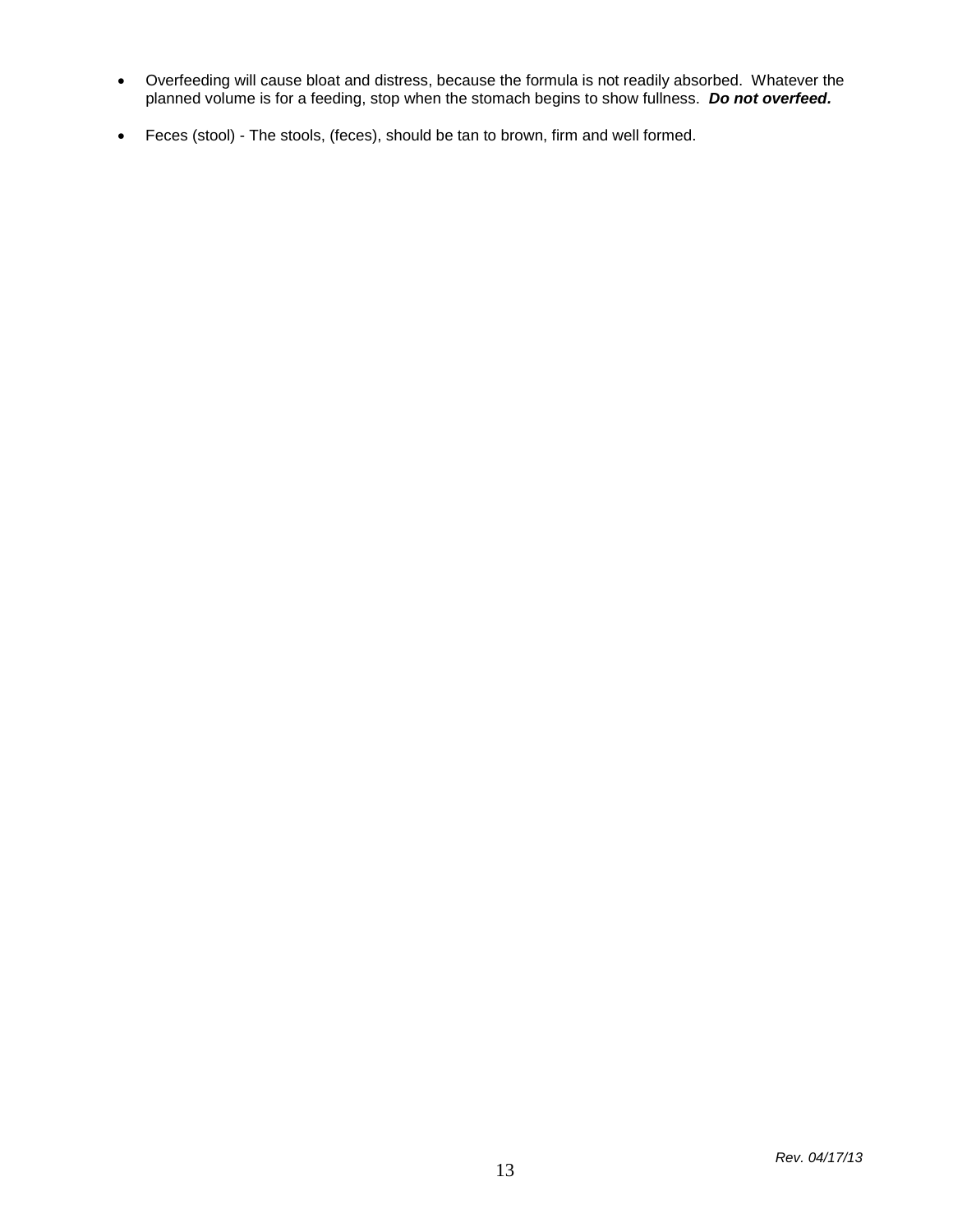- Overfeeding will cause bloat and distress, because the formula is not readily absorbed. Whatever the planned volume is for a feeding, stop when the stomach begins to show fullness. ***Do not overfeed.***

- Feces (stool) - The stools, (feces), should be tan to brown, firm and well formed.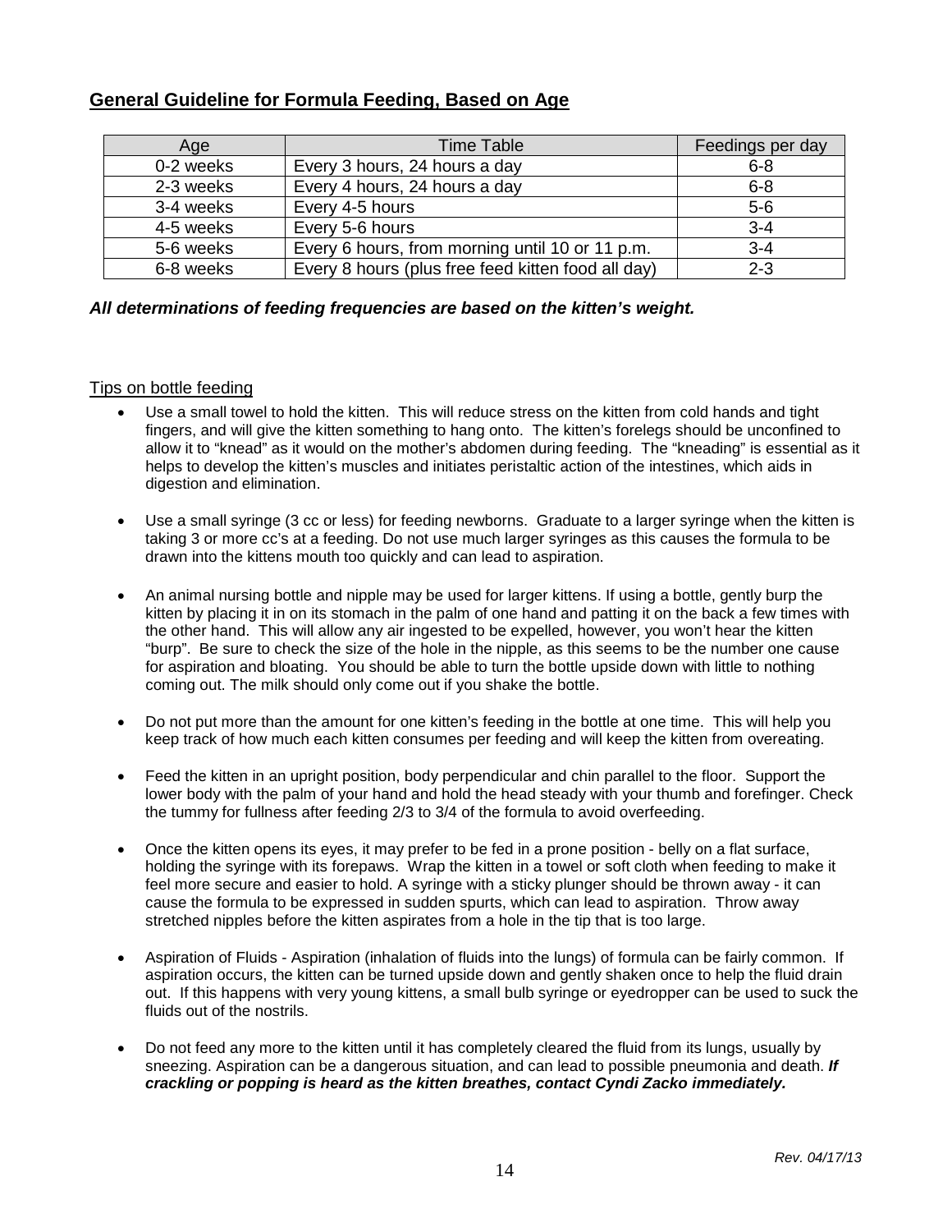## General Guideline for Formula Feeding, Based on Age

| Age | Time Table | Feedings per day |
|---|---|---|
| 0-2 weeks | Every 3 hours, 24 hours a day | 6-8 |
| 2-3 weeks | Every 4 hours, 24 hours a day | 6-8 |
| 3-4 weeks | Every 4-5 hours | 5-6 |
| 4-5 weeks | Every 5-6 hours | 3-4 |
| 5-6 weeks | Every 6 hours, from morning until 10 or 11 p.m. | 3-4 |
| 6-8 weeks | Every 8 hours (plus free feed kitten food all day) | 2-3 |

***All determinations of feeding frequencies are based on the kitten's weight.***

Tips on bottle feeding

- Use a small towel to hold the kitten. This will reduce stress on the kitten from cold hands and tight fingers, and will give the kitten something to hang onto. The kitten's forelegs should be unconfined to allow it to "knead" as it would on the mother's abdomen during feeding. The "kneading" is essential as it helps to develop the kitten's muscles and initiates peristaltic action of the intestines, which aids in digestion and elimination.

- Use a small syringe (3 cc or less) for feeding newborns. Graduate to a larger syringe when the kitten is taking 3 or more cc's at a feeding. Do not use much larger syringes as this causes the formula to be drawn into the kittens mouth too quickly and can lead to aspiration.

- An animal nursing bottle and nipple may be used for larger kittens. If using a bottle, gently burp the kitten by placing it in on its stomach in the palm of one hand and patting it on the back a few times with the other hand. This will allow any air ingested to be expelled, however, you won't hear the kitten "burp". Be sure to check the size of the hole in the nipple, as this seems to be the number one cause for aspiration and bloating. You should be able to turn the bottle upside down with little to nothing coming out. The milk should only come out if you shake the bottle.

- Do not put more than the amount for one kitten's feeding in the bottle at one time. This will help you keep track of how much each kitten consumes per feeding and will keep the kitten from overeating.

- Feed the kitten in an upright position, body perpendicular and chin parallel to the floor. Support the lower body with the palm of your hand and hold the head steady with your thumb and forefinger. Check the tummy for fullness after feeding 2/3 to 3/4 of the formula to avoid overfeeding.

- Once the kitten opens its eyes, it may prefer to be fed in a prone position - belly on a flat surface, holding the syringe with its forepaws. Wrap the kitten in a towel or soft cloth when feeding to make it feel more secure and easier to hold. A syringe with a sticky plunger should be thrown away - it can cause the formula to be expressed in sudden spurts, which can lead to aspiration. Throw away stretched nipples before the kitten aspirates from a hole in the tip that is too large.

- Aspiration of Fluids - Aspiration (inhalation of fluids into the lungs) of formula can be fairly common. If aspiration occurs, the kitten can be turned upside down and gently shaken once to help the fluid drain out. If this happens with very young kittens, a small bulb syringe or eyedropper can be used to suck the fluids out of the nostrils.

- Do not feed any more to the kitten until it has completely cleared the fluid from its lungs, usually by sneezing. Aspiration can be a dangerous situation, and can lead to possible pneumonia and death. ***If crackling or popping is heard as the kitten breathes, contact Cyndi Zacko immediately.***

*Rev. 04/17/13*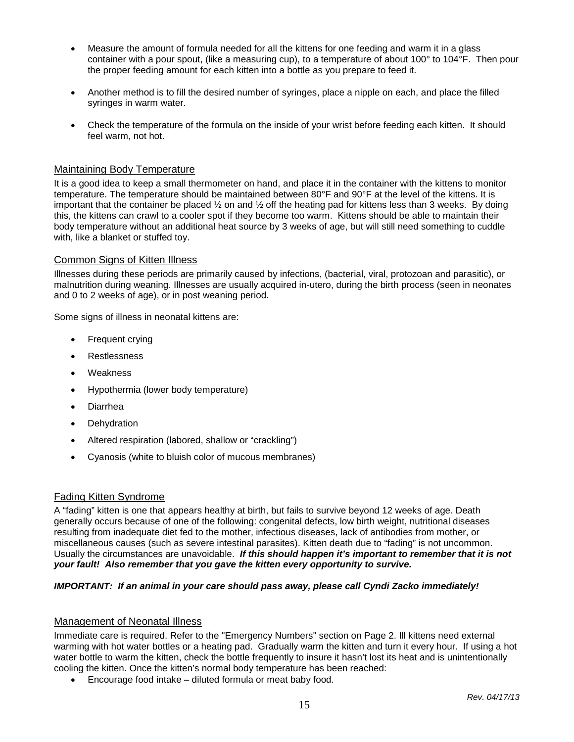- Measure the amount of formula needed for all the kittens for one feeding and warm it in a glass container with a pour spout, (like a measuring cup), to a temperature of about 100° to 104°F. Then pour the proper feeding amount for each kitten into a bottle as you prepare to feed it.
- Another method is to fill the desired number of syringes, place a nipple on each, and place the filled syringes in warm water.
- Check the temperature of the formula on the inside of your wrist before feeding each kitten. It should feel warm, not hot.

## Maintaining Body Temperature

It is a good idea to keep a small thermometer on hand, and place it in the container with the kittens to monitor temperature. The temperature should be maintained between 80°F and 90°F at the level of the kittens. It is important that the container be placed ½ on and ½ off the heating pad for kittens less than 3 weeks. By doing this, the kittens can crawl to a cooler spot if they become too warm. Kittens should be able to maintain their body temperature without an additional heat source by 3 weeks of age, but will still need something to cuddle with, like a blanket or stuffed toy.

## Common Signs of Kitten Illness

Illnesses during these periods are primarily caused by infections, (bacterial, viral, protozoan and parasitic), or malnutrition during weaning. Illnesses are usually acquired in-utero, during the birth process (seen in neonates and 0 to 2 weeks of age), or in post weaning period.

Some signs of illness in neonatal kittens are:

- Frequent crying
- Restlessness
- Weakness
- Hypothermia (lower body temperature)
- Diarrhea
- Dehydration
- Altered respiration (labored, shallow or "crackling")
- Cyanosis (white to bluish color of mucous membranes)

## Fading Kitten Syndrome

A "fading" kitten is one that appears healthy at birth, but fails to survive beyond 12 weeks of age. Death generally occurs because of one of the following: congenital defects, low birth weight, nutritional diseases resulting from inadequate diet fed to the mother, infectious diseases, lack of antibodies from mother, or miscellaneous causes (such as severe intestinal parasites). Kitten death due to "fading" is not uncommon. Usually the circumstances are unavoidable. ***If this should happen it's important to remember that it is not your fault! Also remember that you gave the kitten every opportunity to survive.***

***IMPORTANT: If an animal in your care should pass away, please call Cyndi Zacko immediately!***

## Management of Neonatal Illness

Immediate care is required. Refer to the "Emergency Numbers" section on Page 2. Ill kittens need external warming with hot water bottles or a heating pad. Gradually warm the kitten and turn it every hour. If using a hot water bottle to warm the kitten, check the bottle frequently to insure it hasn't lost its heat and is unintentionally cooling the kitten. Once the kitten's normal body temperature has been reached:

- Encourage food intake – diluted formula or meat baby food.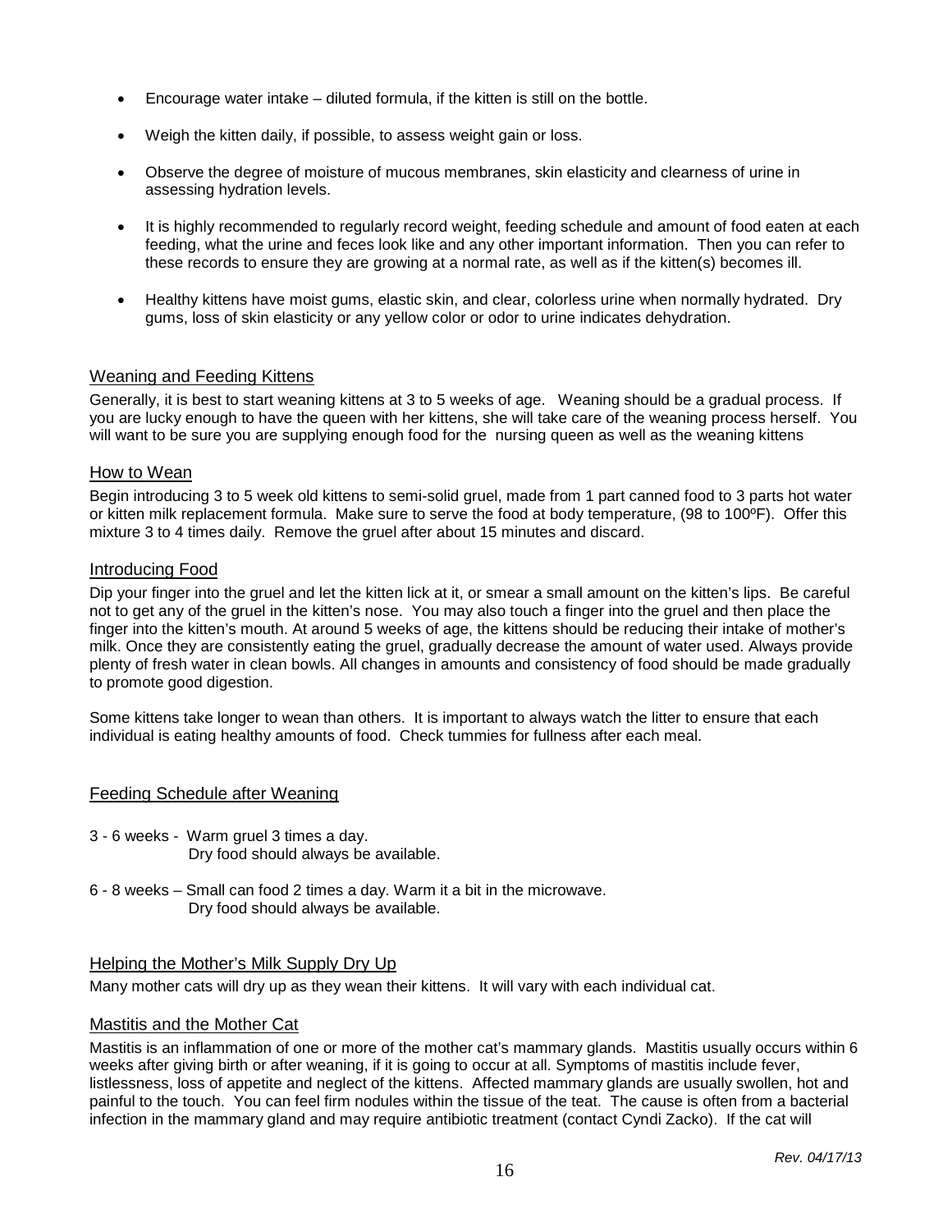- Encourage water intake – diluted formula, if the kitten is still on the bottle.
- Weigh the kitten daily, if possible, to assess weight gain or loss.
- Observe the degree of moisture of mucous membranes, skin elasticity and clearness of urine in assessing hydration levels.
- It is highly recommended to regularly record weight, feeding schedule and amount of food eaten at each feeding, what the urine and feces look like and any other important information. Then you can refer to these records to ensure they are growing at a normal rate, as well as if the kitten(s) becomes ill.
- Healthy kittens have moist gums, elastic skin, and clear, colorless urine when normally hydrated. Dry gums, loss of skin elasticity or any yellow color or odor to urine indicates dehydration.

## Weaning and Feeding Kittens

Generally, it is best to start weaning kittens at 3 to 5 weeks of age. Weaning should be a gradual process. If you are lucky enough to have the queen with her kittens, she will take care of the weaning process herself. You will want to be sure you are supplying enough food for the nursing queen as well as the weaning kittens

## How to Wean

Begin introducing 3 to 5 week old kittens to semi-solid gruel, made from 1 part canned food to 3 parts hot water or kitten milk replacement formula. Make sure to serve the food at body temperature, (98 to 100ºF). Offer this mixture 3 to 4 times daily. Remove the gruel after about 15 minutes and discard.

## Introducing Food

Dip your finger into the gruel and let the kitten lick at it, or smear a small amount on the kitten's lips. Be careful not to get any of the gruel in the kitten's nose. You may also touch a finger into the gruel and then place the finger into the kitten's mouth. At around 5 weeks of age, the kittens should be reducing their intake of mother's milk. Once they are consistently eating the gruel, gradually decrease the amount of water used. Always provide plenty of fresh water in clean bowls. All changes in amounts and consistency of food should be made gradually to promote good digestion.

Some kittens take longer to wean than others. It is important to always watch the litter to ensure that each individual is eating healthy amounts of food. Check tummies for fullness after each meal.

## Feeding Schedule after Weaning

3 - 6 weeks - Warm gruel 3 times a day.
Dry food should always be available.

6 - 8 weeks – Small can food 2 times a day. Warm it a bit in the microwave.
Dry food should always be available.

## Helping the Mother's Milk Supply Dry Up

Many mother cats will dry up as they wean their kittens. It will vary with each individual cat.

## Mastitis and the Mother Cat

Mastitis is an inflammation of one or more of the mother cat's mammary glands. Mastitis usually occurs within 6 weeks after giving birth or after weaning, if it is going to occur at all. Symptoms of mastitis include fever, listlessness, loss of appetite and neglect of the kittens. Affected mammary glands are usually swollen, hot and painful to the touch. You can feel firm nodules within the tissue of the teat. The cause is often from a bacterial infection in the mammary gland and may require antibiotic treatment (contact Cyndi Zacko). If the cat will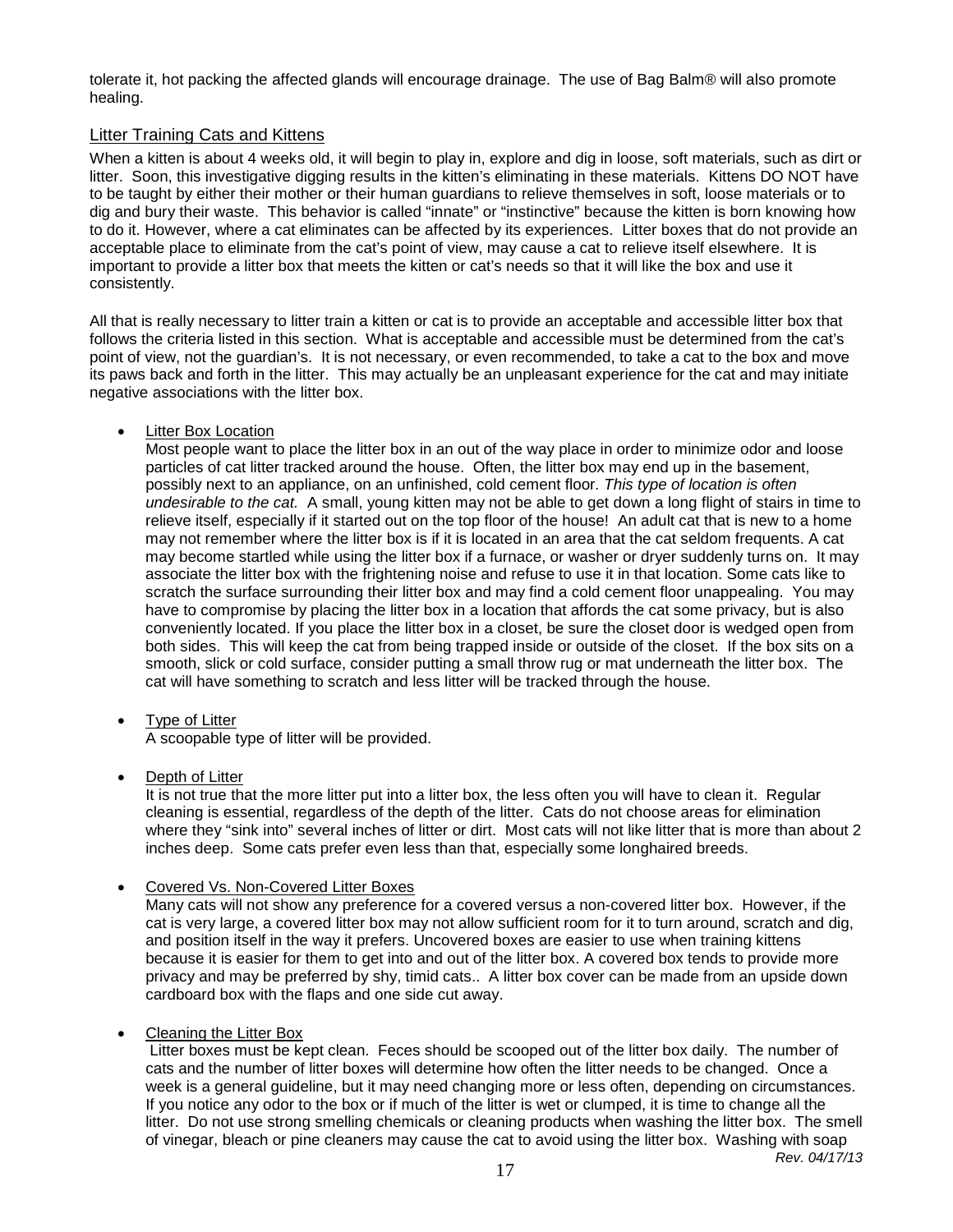tolerate it, hot packing the affected glands will encourage drainage. The use of Bag Balm® will also promote healing.

## Litter Training Cats and Kittens

When a kitten is about 4 weeks old, it will begin to play in, explore and dig in loose, soft materials, such as dirt or litter. Soon, this investigative digging results in the kitten's eliminating in these materials. Kittens DO NOT have to be taught by either their mother or their human guardians to relieve themselves in soft, loose materials or to dig and bury their waste. This behavior is called "innate" or "instinctive" because the kitten is born knowing how to do it. However, where a cat eliminates can be affected by its experiences. Litter boxes that do not provide an acceptable place to eliminate from the cat's point of view, may cause a cat to relieve itself elsewhere. It is important to provide a litter box that meets the kitten or cat's needs so that it will like the box and use it consistently.

All that is really necessary to litter train a kitten or cat is to provide an acceptable and accessible litter box that follows the criteria listed in this section. What is acceptable and accessible must be determined from the cat's point of view, not the guardian's. It is not necessary, or even recommended, to take a cat to the box and move its paws back and forth in the litter. This may actually be an unpleasant experience for the cat and may initiate negative associations with the litter box.

- Litter Box Location
  Most people want to place the litter box in an out of the way place in order to minimize odor and loose particles of cat litter tracked around the house. Often, the litter box may end up in the basement, possibly next to an appliance, on an unfinished, cold cement floor. *This type of location is often undesirable to the cat.* A small, young kitten may not be able to get down a long flight of stairs in time to relieve itself, especially if it started out on the top floor of the house! An adult cat that is new to a home may not remember where the litter box is if it is located in an area that the cat seldom frequents. A cat may become startled while using the litter box if a furnace, or washer or dryer suddenly turns on. It may associate the litter box with the frightening noise and refuse to use it in that location. Some cats like to scratch the surface surrounding their litter box and may find a cold cement floor unappealing. You may have to compromise by placing the litter box in a location that affords the cat some privacy, but is also conveniently located. If you place the litter box in a closet, be sure the closet door is wedged open from both sides. This will keep the cat from being trapped inside or outside of the closet. If the box sits on a smooth, slick or cold surface, consider putting a small throw rug or mat underneath the litter box. The cat will have something to scratch and less litter will be tracked through the house.

- Type of Litter
  A scoopable type of litter will be provided.

- Depth of Litter
  It is not true that the more litter put into a litter box, the less often you will have to clean it. Regular cleaning is essential, regardless of the depth of the litter. Cats do not choose areas for elimination where they "sink into" several inches of litter or dirt. Most cats will not like litter that is more than about 2 inches deep. Some cats prefer even less than that, especially some longhaired breeds.

- Covered Vs. Non-Covered Litter Boxes
  Many cats will not show any preference for a covered versus a non-covered litter box. However, if the cat is very large, a covered litter box may not allow sufficient room for it to turn around, scratch and dig, and position itself in the way it prefers. Uncovered boxes are easier to use when training kittens because it is easier for them to get into and out of the litter box. A covered box tends to provide more privacy and may be preferred by shy, timid cats.. A litter box cover can be made from an upside down cardboard box with the flaps and one side cut away.

- Cleaning the Litter Box
  Litter boxes must be kept clean. Feces should be scooped out of the litter box daily. The number of cats and the number of litter boxes will determine how often the litter needs to be changed. Once a week is a general guideline, but it may need changing more or less often, depending on circumstances. If you notice any odor to the box or if much of the litter is wet or clumped, it is time to change all the litter. Do not use strong smelling chemicals or cleaning products when washing the litter box. The smell of vinegar, bleach or pine cleaners may cause the cat to avoid using the litter box. Washing with soap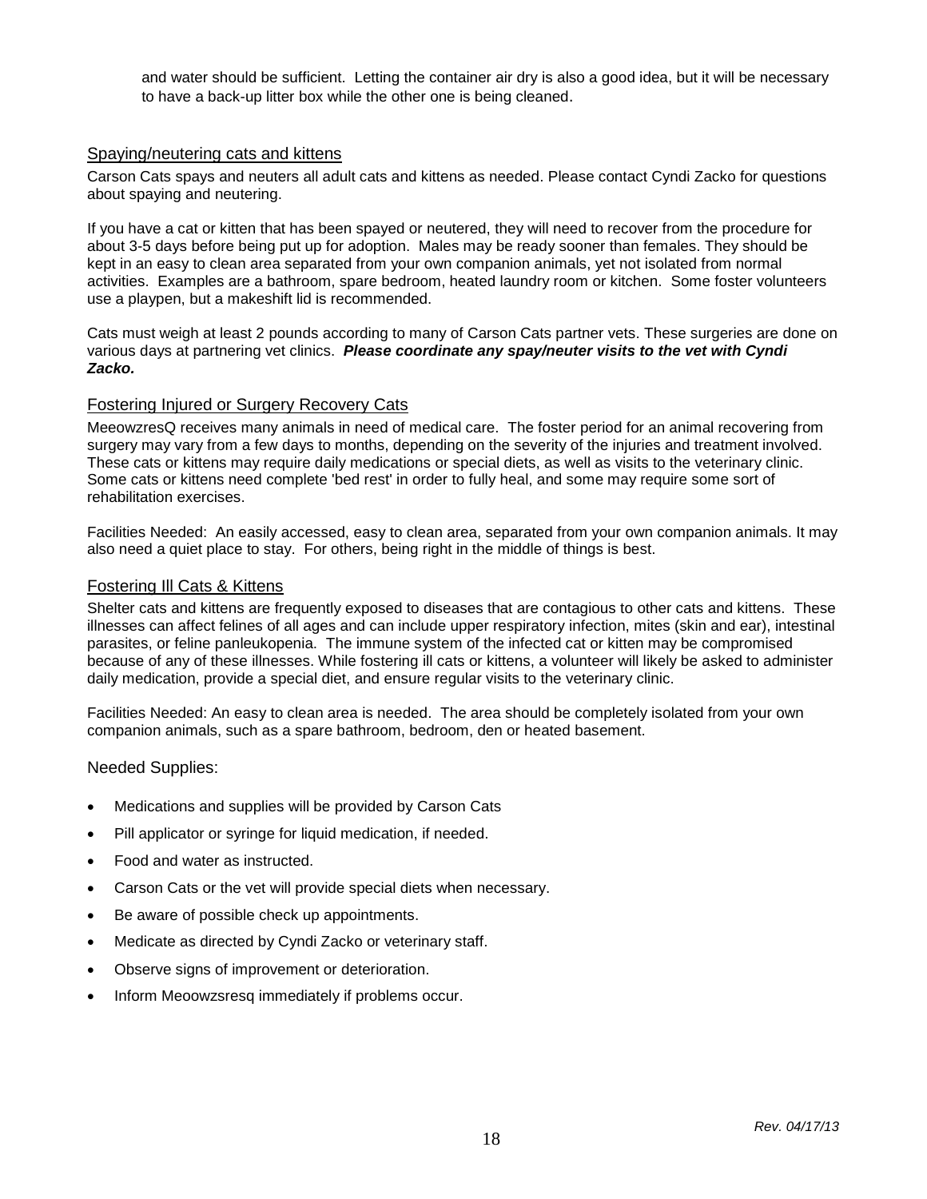and water should be sufficient. Letting the container air dry is also a good idea, but it will be necessary to have a back-up litter box while the other one is being cleaned.

## Spaying/neutering cats and kittens

Carson Cats spays and neuters all adult cats and kittens as needed. Please contact Cyndi Zacko for questions about spaying and neutering.

If you have a cat or kitten that has been spayed or neutered, they will need to recover from the procedure for about 3-5 days before being put up for adoption. Males may be ready sooner than females. They should be kept in an easy to clean area separated from your own companion animals, yet not isolated from normal activities. Examples are a bathroom, spare bedroom, heated laundry room or kitchen. Some foster volunteers use a playpen, but a makeshift lid is recommended.

Cats must weigh at least 2 pounds according to many of Carson Cats partner vets. These surgeries are done on various days at partnering vet clinics. ***Please coordinate any spay/neuter visits to the vet with Cyndi Zacko.***

## Fostering Injured or Surgery Recovery Cats

MeeowzresQ receives many animals in need of medical care. The foster period for an animal recovering from surgery may vary from a few days to months, depending on the severity of the injuries and treatment involved. These cats or kittens may require daily medications or special diets, as well as visits to the veterinary clinic. Some cats or kittens need complete 'bed rest' in order to fully heal, and some may require some sort of rehabilitation exercises.

Facilities Needed: An easily accessed, easy to clean area, separated from your own companion animals. It may also need a quiet place to stay. For others, being right in the middle of things is best.

## Fostering Ill Cats & Kittens

Shelter cats and kittens are frequently exposed to diseases that are contagious to other cats and kittens. These illnesses can affect felines of all ages and can include upper respiratory infection, mites (skin and ear), intestinal parasites, or feline panleukopenia. The immune system of the infected cat or kitten may be compromised because of any of these illnesses. While fostering ill cats or kittens, a volunteer will likely be asked to administer daily medication, provide a special diet, and ensure regular visits to the veterinary clinic.

Facilities Needed: An easy to clean area is needed. The area should be completely isolated from your own companion animals, such as a spare bathroom, bedroom, den or heated basement.

### Needed Supplies:

- Medications and supplies will be provided by Carson Cats
- Pill applicator or syringe for liquid medication, if needed.
- Food and water as instructed.
- Carson Cats or the vet will provide special diets when necessary.
- Be aware of possible check up appointments.
- Medicate as directed by Cyndi Zacko or veterinary staff.
- Observe signs of improvement or deterioration.
- Inform Meoowzsresq immediately if problems occur.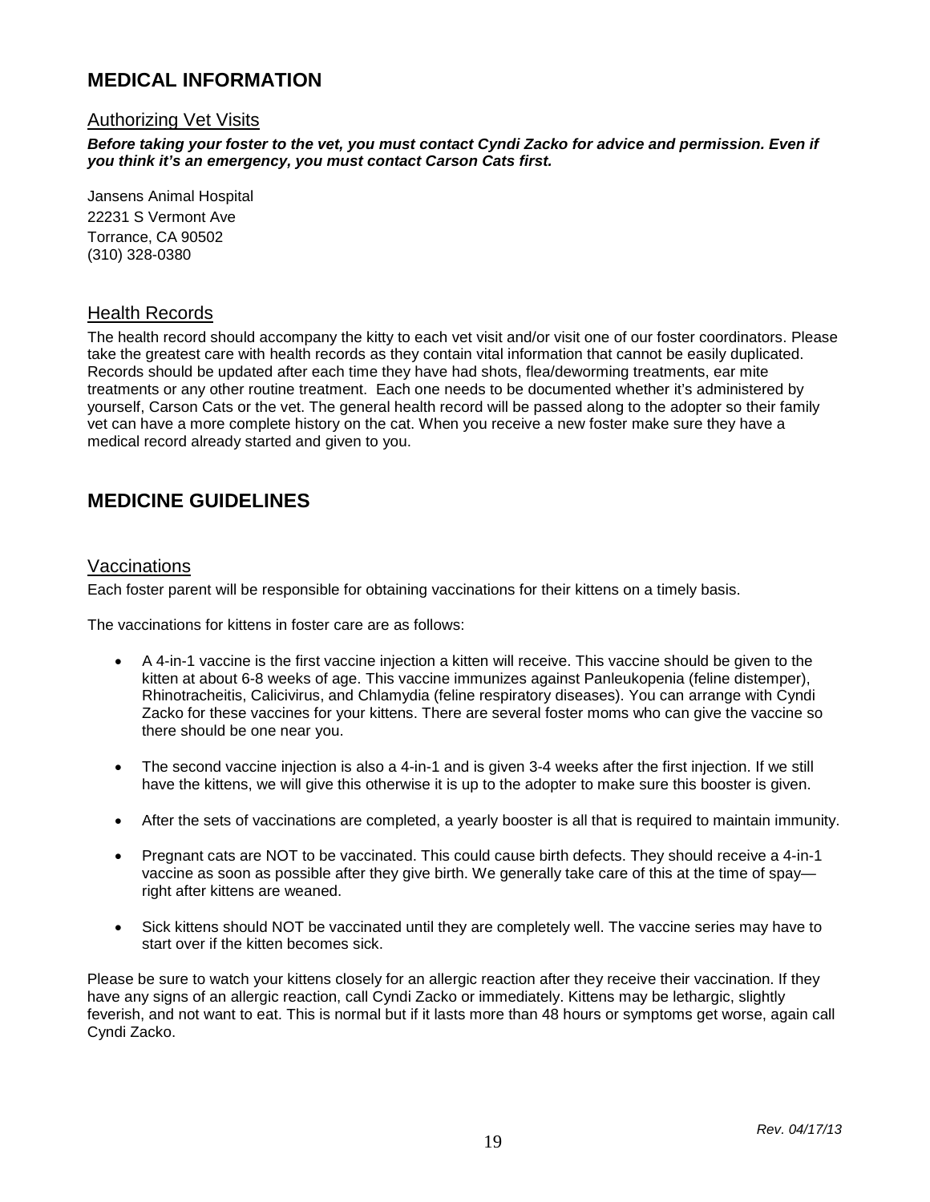## MEDICAL INFORMATION

### Authorizing Vet Visits

***Before taking your foster to the vet, you must contact Cyndi Zacko for advice and permission. Even if you think it's an emergency, you must contact Carson Cats first.***

Jansens Animal Hospital
22231 S Vermont Ave
Torrance, CA 90502
(310) 328-0380

### Health Records

The health record should accompany the kitty to each vet visit and/or visit one of our foster coordinators. Please take the greatest care with health records as they contain vital information that cannot be easily duplicated. Records should be updated after each time they have had shots, flea/deworming treatments, ear mite treatments or any other routine treatment. Each one needs to be documented whether it's administered by yourself, Carson Cats or the vet. The general health record will be passed along to the adopter so their family vet can have a more complete history on the cat. When you receive a new foster make sure they have a medical record already started and given to you.

## MEDICINE GUIDELINES

### Vaccinations

Each foster parent will be responsible for obtaining vaccinations for their kittens on a timely basis.

The vaccinations for kittens in foster care are as follows:

- A 4-in-1 vaccine is the first vaccine injection a kitten will receive. This vaccine should be given to the kitten at about 6-8 weeks of age. This vaccine immunizes against Panleukopenia (feline distemper), Rhinotracheitis, Calicivirus, and Chlamydia (feline respiratory diseases). You can arrange with Cyndi Zacko for these vaccines for your kittens. There are several foster moms who can give the vaccine so there should be one near you.
- The second vaccine injection is also a 4-in-1 and is given 3-4 weeks after the first injection. If we still have the kittens, we will give this otherwise it is up to the adopter to make sure this booster is given.
- After the sets of vaccinations are completed, a yearly booster is all that is required to maintain immunity.
- Pregnant cats are NOT to be vaccinated. This could cause birth defects. They should receive a 4-in-1 vaccine as soon as possible after they give birth. We generally take care of this at the time of spay—right after kittens are weaned.
- Sick kittens should NOT be vaccinated until they are completely well. The vaccine series may have to start over if the kitten becomes sick.

Please be sure to watch your kittens closely for an allergic reaction after they receive their vaccination. If they have any signs of an allergic reaction, call Cyndi Zacko or immediately. Kittens may be lethargic, slightly feverish, and not want to eat. This is normal but if it lasts more than 48 hours or symptoms get worse, again call Cyndi Zacko.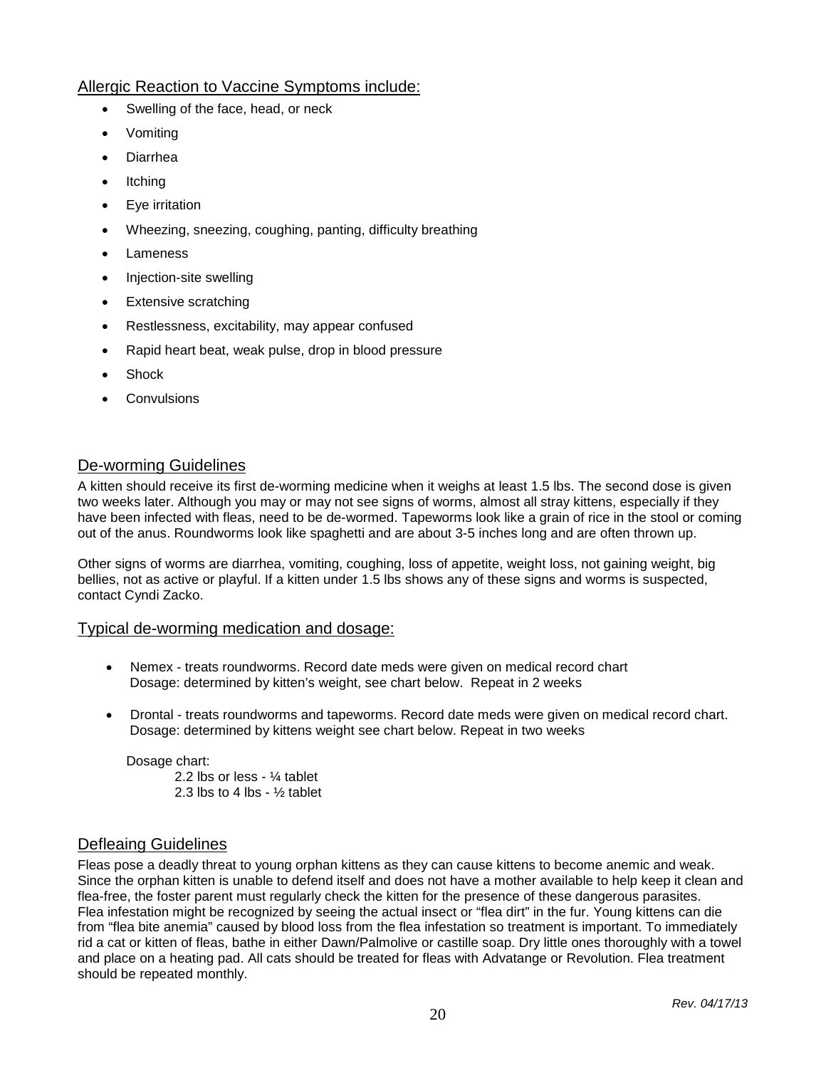## Allergic Reaction to Vaccine Symptoms include:

- Swelling of the face, head, or neck
- Vomiting
- Diarrhea
- Itching
- Eye irritation
- Wheezing, sneezing, coughing, panting, difficulty breathing
- Lameness
- Injection-site swelling
- Extensive scratching
- Restlessness, excitability, may appear confused
- Rapid heart beat, weak pulse, drop in blood pressure
- Shock
- Convulsions

## De-worming Guidelines

A kitten should receive its first de-worming medicine when it weighs at least 1.5 lbs. The second dose is given two weeks later. Although you may or may not see signs of worms, almost all stray kittens, especially if they have been infected with fleas, need to be de-wormed. Tapeworms look like a grain of rice in the stool or coming out of the anus. Roundworms look like spaghetti and are about 3-5 inches long and are often thrown up.

Other signs of worms are diarrhea, vomiting, coughing, loss of appetite, weight loss, not gaining weight, big bellies, not as active or playful. If a kitten under 1.5 lbs shows any of these signs and worms is suspected, contact Cyndi Zacko.

## Typical de-worming medication and dosage:

- Nemex - treats roundworms. Record date meds were given on medical record chart
  Dosage: determined by kitten's weight, see chart below. Repeat in 2 weeks
- Drontal - treats roundworms and tapeworms. Record date meds were given on medical record chart.
  Dosage: determined by kittens weight see chart below. Repeat in two weeks

Dosage chart:

2.2 lbs or less - ¼ tablet
2.3 lbs to 4 lbs - ½ tablet

## Defleaing Guidelines

Fleas pose a deadly threat to young orphan kittens as they can cause kittens to become anemic and weak. Since the orphan kitten is unable to defend itself and does not have a mother available to help keep it clean and flea-free, the foster parent must regularly check the kitten for the presence of these dangerous parasites. Flea infestation might be recognized by seeing the actual insect or "flea dirt" in the fur. Young kittens can die from "flea bite anemia" caused by blood loss from the flea infestation so treatment is important. To immediately rid a cat or kitten of fleas, bathe in either Dawn/Palmolive or castille soap. Dry little ones thoroughly with a towel and place on a heating pad. All cats should be treated for fleas with Advatange or Revolution. Flea treatment should be repeated monthly.

*Rev. 04/17/13*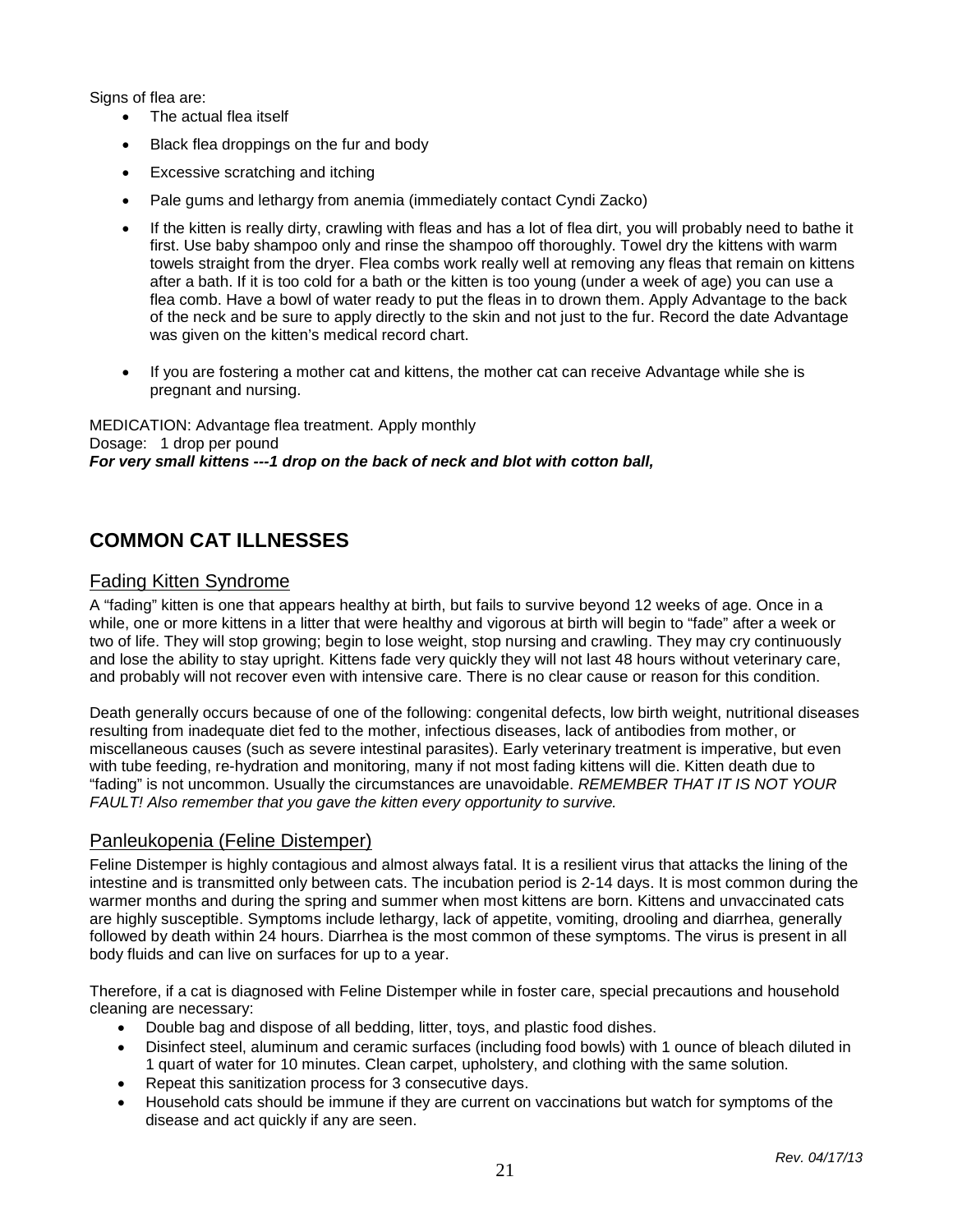Signs of flea are:

- The actual flea itself
- Black flea droppings on the fur and body
- Excessive scratching and itching
- Pale gums and lethargy from anemia (immediately contact Cyndi Zacko)
- If the kitten is really dirty, crawling with fleas and has a lot of flea dirt, you will probably need to bathe it first. Use baby shampoo only and rinse the shampoo off thoroughly. Towel dry the kittens with warm towels straight from the dryer. Flea combs work really well at removing any fleas that remain on kittens after a bath. If it is too cold for a bath or the kitten is too young (under a week of age) you can use a flea comb. Have a bowl of water ready to put the fleas in to drown them. Apply Advantage to the back of the neck and be sure to apply directly to the skin and not just to the fur. Record the date Advantage was given on the kitten's medical record chart.
- If you are fostering a mother cat and kittens, the mother cat can receive Advantage while she is pregnant and nursing.

MEDICATION: Advantage flea treatment. Apply monthly
Dosage: 1 drop per pound
***For very small kittens ---1 drop on the back of neck and blot with cotton ball,***

## COMMON CAT ILLNESSES

### Fading Kitten Syndrome

A "fading" kitten is one that appears healthy at birth, but fails to survive beyond 12 weeks of age. Once in a while, one or more kittens in a litter that were healthy and vigorous at birth will begin to "fade" after a week or two of life. They will stop growing; begin to lose weight, stop nursing and crawling. They may cry continuously and lose the ability to stay upright. Kittens fade very quickly they will not last 48 hours without veterinary care, and probably will not recover even with intensive care. There is no clear cause or reason for this condition.

Death generally occurs because of one of the following: congenital defects, low birth weight, nutritional diseases resulting from inadequate diet fed to the mother, infectious diseases, lack of antibodies from mother, or miscellaneous causes (such as severe intestinal parasites). Early veterinary treatment is imperative, but even with tube feeding, re-hydration and monitoring, many if not most fading kittens will die. Kitten death due to "fading" is not uncommon. Usually the circumstances are unavoidable. *REMEMBER THAT IT IS NOT YOUR FAULT! Also remember that you gave the kitten every opportunity to survive.*

### Panleukopenia (Feline Distemper)

Feline Distemper is highly contagious and almost always fatal. It is a resilient virus that attacks the lining of the intestine and is transmitted only between cats. The incubation period is 2-14 days. It is most common during the warmer months and during the spring and summer when most kittens are born. Kittens and unvaccinated cats are highly susceptible. Symptoms include lethargy, lack of appetite, vomiting, drooling and diarrhea, generally followed by death within 24 hours. Diarrhea is the most common of these symptoms. The virus is present in all body fluids and can live on surfaces for up to a year.

Therefore, if a cat is diagnosed with Feline Distemper while in foster care, special precautions and household cleaning are necessary:

- Double bag and dispose of all bedding, litter, toys, and plastic food dishes.
- Disinfect steel, aluminum and ceramic surfaces (including food bowls) with 1 ounce of bleach diluted in 1 quart of water for 10 minutes. Clean carpet, upholstery, and clothing with the same solution.
- Repeat this sanitization process for 3 consecutive days.
- Household cats should be immune if they are current on vaccinations but watch for symptoms of the disease and act quickly if any are seen.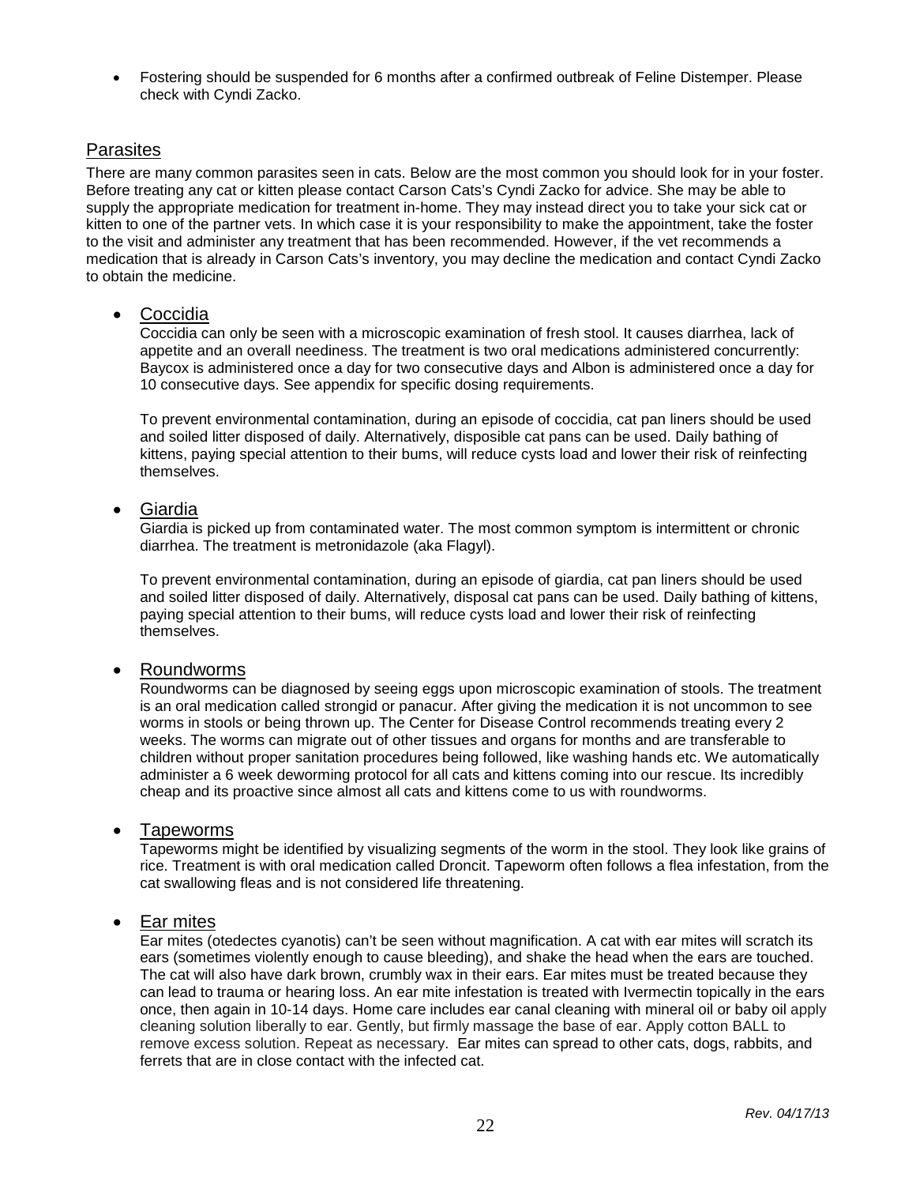- Fostering should be suspended for 6 months after a confirmed outbreak of Feline Distemper. Please check with Cyndi Zacko.

## Parasites

There are many common parasites seen in cats. Below are the most common you should look for in your foster. Before treating any cat or kitten please contact Carson Cats's Cyndi Zacko for advice. She may be able to supply the appropriate medication for treatment in-home. They may instead direct you to take your sick cat or kitten to one of the partner vets. In which case it is your responsibility to make the appointment, take the foster to the visit and administer any treatment that has been recommended. However, if the vet recommends a medication that is already in Carson Cats's inventory, you may decline the medication and contact Cyndi Zacko to obtain the medicine.

- Coccidia

  Coccidia can only be seen with a microscopic examination of fresh stool. It causes diarrhea, lack of appetite and an overall neediness. The treatment is two oral medications administered concurrently: Baycox is administered once a day for two consecutive days and Albon is administered once a day for 10 consecutive days. See appendix for specific dosing requirements.

  To prevent environmental contamination, during an episode of coccidia, cat pan liners should be used and soiled litter disposed of daily. Alternatively, disposible cat pans can be used. Daily bathing of kittens, paying special attention to their bums, will reduce cysts load and lower their risk of reinfecting themselves.

- Giardia

  Giardia is picked up from contaminated water. The most common symptom is intermittent or chronic diarrhea. The treatment is metronidazole (aka Flagyl).

  To prevent environmental contamination, during an episode of giardia, cat pan liners should be used and soiled litter disposed of daily. Alternatively, disposal cat pans can be used. Daily bathing of kittens, paying special attention to their bums, will reduce cysts load and lower their risk of reinfecting themselves.

- Roundworms

  Roundworms can be diagnosed by seeing eggs upon microscopic examination of stools. The treatment is an oral medication called strongid or panacur. After giving the medication it is not uncommon to see worms in stools or being thrown up. The Center for Disease Control recommends treating every 2 weeks. The worms can migrate out of other tissues and organs for months and are transferable to children without proper sanitation procedures being followed, like washing hands etc. We automatically administer a 6 week deworming protocol for all cats and kittens coming into our rescue. Its incredibly cheap and its proactive since almost all cats and kittens come to us with roundworms.

- Tapeworms

  Tapeworms might be identified by visualizing segments of the worm in the stool. They look like grains of rice. Treatment is with oral medication called Droncit. Tapeworm often follows a flea infestation, from the cat swallowing fleas and is not considered life threatening.

- Ear mites

  Ear mites (otedectes cyanotis) can't be seen without magnification. A cat with ear mites will scratch its ears (sometimes violently enough to cause bleeding), and shake the head when the ears are touched. The cat will also have dark brown, crumbly wax in their ears. Ear mites must be treated because they can lead to trauma or hearing loss. An ear mite infestation is treated with Ivermectin topically in the ears once, then again in 10-14 days. Home care includes ear canal cleaning with mineral oil or baby oil apply cleaning solution liberally to ear. Gently, but firmly massage the base of ear. Apply cotton BALL to remove excess solution. Repeat as necessary. Ear mites can spread to other cats, dogs, rabbits, and ferrets that are in close contact with the infected cat.

*Rev. 04/17/13*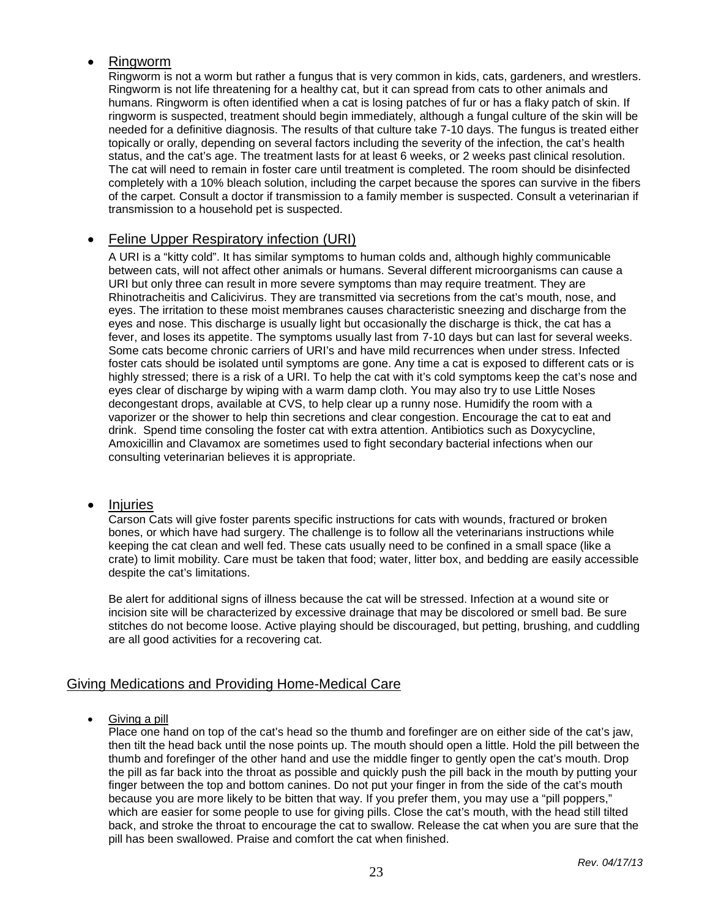- Ringworm

  Ringworm is not a worm but rather a fungus that is very common in kids, cats, gardeners, and wrestlers. Ringworm is not life threatening for a healthy cat, but it can spread from cats to other animals and humans. Ringworm is often identified when a cat is losing patches of fur or has a flaky patch of skin. If ringworm is suspected, treatment should begin immediately, although a fungal culture of the skin will be needed for a definitive diagnosis. The results of that culture take 7-10 days. The fungus is treated either topically or orally, depending on several factors including the severity of the infection, the cat's health status, and the cat's age. The treatment lasts for at least 6 weeks, or 2 weeks past clinical resolution. The cat will need to remain in foster care until treatment is completed. The room should be disinfected completely with a 10% bleach solution, including the carpet because the spores can survive in the fibers of the carpet. Consult a doctor if transmission to a family member is suspected. Consult a veterinarian if transmission to a household pet is suspected.

- Feline Upper Respiratory infection (URI)

  A URI is a "kitty cold". It has similar symptoms to human colds and, although highly communicable between cats, will not affect other animals or humans. Several different microorganisms can cause a URI but only three can result in more severe symptoms than may require treatment. They are Rhinotracheitis and Calicivirus. They are transmitted via secretions from the cat's mouth, nose, and eyes. The irritation to these moist membranes causes characteristic sneezing and discharge from the eyes and nose. This discharge is usually light but occasionally the discharge is thick, the cat has a fever, and loses its appetite. The symptoms usually last from 7-10 days but can last for several weeks. Some cats become chronic carriers of URI's and have mild recurrences when under stress. Infected foster cats should be isolated until symptoms are gone. Any time a cat is exposed to different cats or is highly stressed; there is a risk of a URI. To help the cat with it's cold symptoms keep the cat's nose and eyes clear of discharge by wiping with a warm damp cloth. You may also try to use Little Noses decongestant drops, available at CVS, to help clear up a runny nose. Humidify the room with a vaporizer or the shower to help thin secretions and clear congestion. Encourage the cat to eat and drink. Spend time consoling the foster cat with extra attention. Antibiotics such as Doxycycline, Amoxicillin and Clavamox are sometimes used to fight secondary bacterial infections when our consulting veterinarian believes it is appropriate.

- Injuries

  Carson Cats will give foster parents specific instructions for cats with wounds, fractured or broken bones, or which have had surgery. The challenge is to follow all the veterinarians instructions while keeping the cat clean and well fed. These cats usually need to be confined in a small space (like a crate) to limit mobility. Care must be taken that food; water, litter box, and bedding are easily accessible despite the cat's limitations.

  Be alert for additional signs of illness because the cat will be stressed. Infection at a wound site or incision site will be characterized by excessive drainage that may be discolored or smell bad. Be sure stitches do not become loose. Active playing should be discouraged, but petting, brushing, and cuddling are all good activities for a recovering cat.

## Giving Medications and Providing Home-Medical Care

- Giving a pill

  Place one hand on top of the cat's head so the thumb and forefinger are on either side of the cat's jaw, then tilt the head back until the nose points up. The mouth should open a little. Hold the pill between the thumb and forefinger of the other hand and use the middle finger to gently open the cat's mouth. Drop the pill as far back into the throat as possible and quickly push the pill back in the mouth by putting your finger between the top and bottom canines. Do not put your finger in from the side of the cat's mouth because you are more likely to be bitten that way. If you prefer them, you may use a "pill poppers," which are easier for some people to use for giving pills. Close the cat's mouth, with the head still tilted back, and stroke the throat to encourage the cat to swallow. Release the cat when you are sure that the pill has been swallowed. Praise and comfort the cat when finished.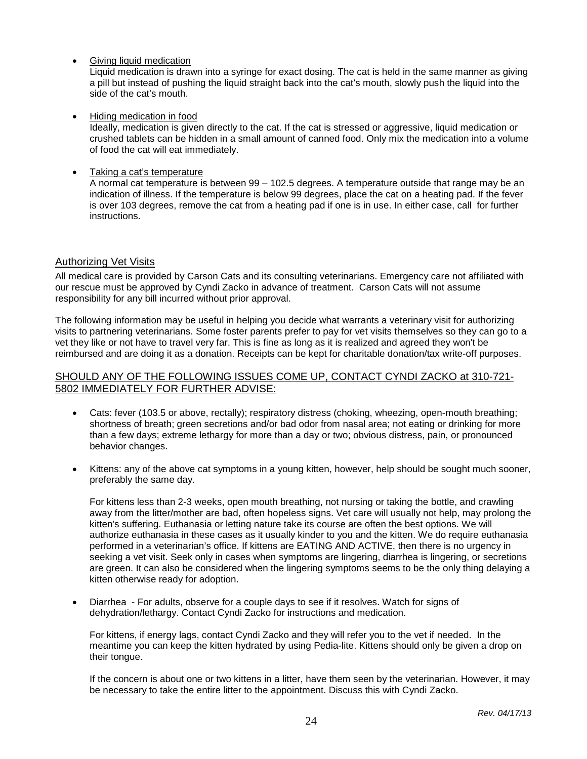- Giving liquid medication
  Liquid medication is drawn into a syringe for exact dosing. The cat is held in the same manner as giving a pill but instead of pushing the liquid straight back into the cat's mouth, slowly push the liquid into the side of the cat's mouth.

- Hiding medication in food
  Ideally, medication is given directly to the cat. If the cat is stressed or aggressive, liquid medication or crushed tablets can be hidden in a small amount of canned food. Only mix the medication into a volume of food the cat will eat immediately.

- Taking a cat's temperature
  A normal cat temperature is between 99 – 102.5 degrees. A temperature outside that range may be an indication of illness. If the temperature is below 99 degrees, place the cat on a heating pad. If the fever is over 103 degrees, remove the cat from a heating pad if one is in use. In either case, call  for further instructions.

## Authorizing Vet Visits

All medical care is provided by Carson Cats and its consulting veterinarians. Emergency care not affiliated with our rescue must be approved by Cyndi Zacko in advance of treatment.  Carson Cats will not assume responsibility for any bill incurred without prior approval.

The following information may be useful in helping you decide what warrants a veterinary visit for authorizing visits to partnering veterinarians. Some foster parents prefer to pay for vet visits themselves so they can go to a vet they like or not have to travel very far. This is fine as long as it is realized and agreed they won't be reimbursed and are doing it as a donation. Receipts can be kept for charitable donation/tax write-off purposes.

### SHOULD ANY OF THE FOLLOWING ISSUES COME UP, CONTACT CYNDI ZACKO at 310-721-5802 IMMEDIATELY FOR FURTHER ADVISE:

- Cats: fever (103.5 or above, rectally); respiratory distress (choking, wheezing, open-mouth breathing; shortness of breath; green secretions and/or bad odor from nasal area; not eating or drinking for more than a few days; extreme lethargy for more than a day or two; obvious distress, pain, or pronounced behavior changes.

- Kittens: any of the above cat symptoms in a young kitten, however, help should be sought much sooner, preferably the same day.

  For kittens less than 2-3 weeks, open mouth breathing, not nursing or taking the bottle, and crawling away from the litter/mother are bad, often hopeless signs. Vet care will usually not help, may prolong the kitten's suffering. Euthanasia or letting nature take its course are often the best options. We will authorize euthanasia in these cases as it usually kinder to you and the kitten. We do require euthanasia performed in a veterinarian's office. If kittens are EATING AND ACTIVE, then there is no urgency in seeking a vet visit. Seek only in cases when symptoms are lingering, diarrhea is lingering, or secretions are green. It can also be considered when the lingering symptoms seems to be the only thing delaying a kitten otherwise ready for adoption.

- Diarrhea  - For adults, observe for a couple days to see if it resolves. Watch for signs of dehydration/lethargy. Contact Cyndi Zacko for instructions and medication.

  For kittens, if energy lags, contact Cyndi Zacko and they will refer you to the vet if needed.  In the meantime you can keep the kitten hydrated by using Pedia-lite. Kittens should only be given a drop on their tongue.

  If the concern is about one or two kittens in a litter, have them seen by the veterinarian. However, it may be necessary to take the entire litter to the appointment. Discuss this with Cyndi Zacko.

*Rev. 04/17/13*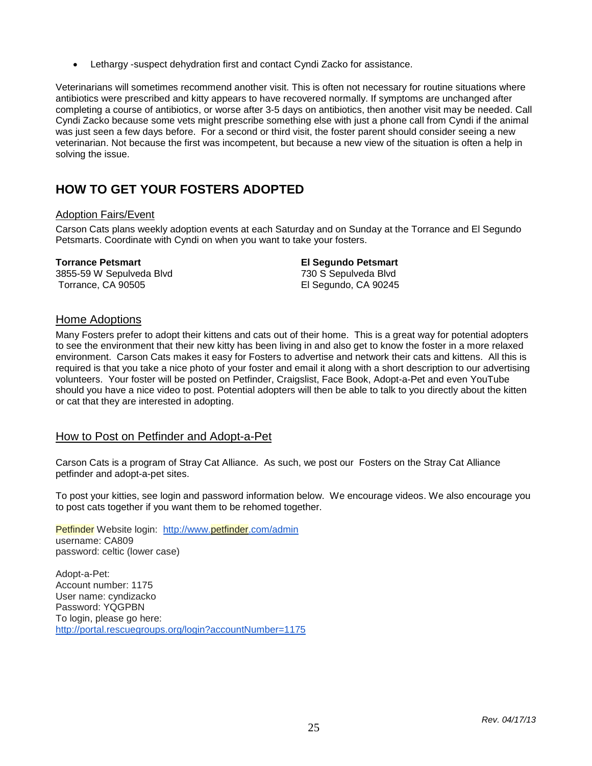- Lethargy -suspect dehydration first and contact Cyndi Zacko for assistance.

Veterinarians will sometimes recommend another visit. This is often not necessary for routine situations where antibiotics were prescribed and kitty appears to have recovered normally. If symptoms are unchanged after completing a course of antibiotics, or worse after 3-5 days on antibiotics, then another visit may be needed. Call Cyndi Zacko because some vets might prescribe something else with just a phone call from Cyndi if the animal was just seen a few days before. For a second or third visit, the foster parent should consider seeing a new veterinarian. Not because the first was incompetent, but because a new view of the situation is often a help in solving the issue.

## HOW TO GET YOUR FOSTERS ADOPTED

### Adoption Fairs/Event

Carson Cats plans weekly adoption events at each Saturday and on Sunday at the Torrance and El Segundo Petsmarts. Coordinate with Cyndi on when you want to take your fosters.

**Torrance Petsmart**
3855-59 W Sepulveda Blvd
Torrance, CA 90505

**El Segundo Petsmart**
730 S Sepulveda Blvd
El Segundo, CA 90245

### Home Adoptions

Many Fosters prefer to adopt their kittens and cats out of their home. This is a great way for potential adopters to see the environment that their new kitty has been living in and also get to know the foster in a more relaxed environment. Carson Cats makes it easy for Fosters to advertise and network their cats and kittens. All this is required is that you take a nice photo of your foster and email it along with a short description to our advertising volunteers. Your foster will be posted on Petfinder, Craigslist, Face Book, Adopt-a-Pet and even YouTube should you have a nice video to post. Potential adopters will then be able to talk to you directly about the kitten or cat that they are interested in adopting.

### How to Post on Petfinder and Adopt-a-Pet

Carson Cats is a program of Stray Cat Alliance. As such, we post our Fosters on the Stray Cat Alliance petfinder and adopt-a-pet sites.

To post your kitties, see login and password information below. We encourage videos. We also encourage you to post cats together if you want them to be rehomed together.

Petfinder Website login: http://www.petfinder.com/admin
username: CA809
password: celtic (lower case)

Adopt-a-Pet:
Account number: 1175
User name: cyndizacko
Password: YQGPBN
To login, please go here:
http://portal.rescuegroups.org/login?accountNumber=1175

*Rev. 04/17/13*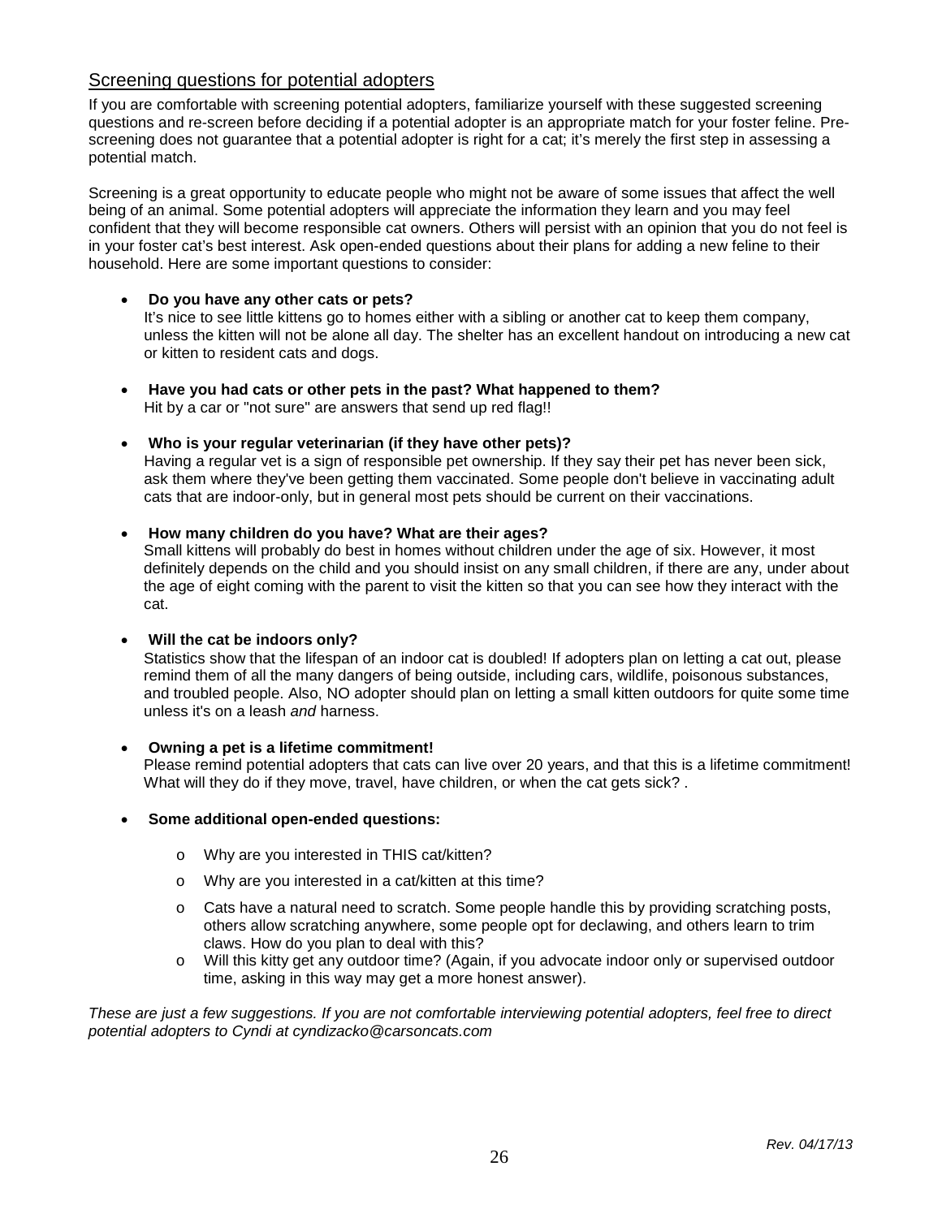## Screening questions for potential adopters

If you are comfortable with screening potential adopters, familiarize yourself with these suggested screening questions and re-screen before deciding if a potential adopter is an appropriate match for your foster feline. Pre-screening does not guarantee that a potential adopter is right for a cat; it's merely the first step in assessing a potential match.

Screening is a great opportunity to educate people who might not be aware of some issues that affect the well being of an animal. Some potential adopters will appreciate the information they learn and you may feel confident that they will become responsible cat owners. Others will persist with an opinion that you do not feel is in your foster cat's best interest. Ask open-ended questions about their plans for adding a new feline to their household. Here are some important questions to consider:

- **Do you have any other cats or pets?**
  It's nice to see little kittens go to homes either with a sibling or another cat to keep them company, unless the kitten will not be alone all day. The shelter has an excellent handout on introducing a new cat or kitten to resident cats and dogs.

- **Have you had cats or other pets in the past? What happened to them?**
  Hit by a car or "not sure" are answers that send up red flag!!

- **Who is your regular veterinarian (if they have other pets)?**
  Having a regular vet is a sign of responsible pet ownership. If they say their pet has never been sick, ask them where they've been getting them vaccinated. Some people don't believe in vaccinating adult cats that are indoor-only, but in general most pets should be current on their vaccinations.

- **How many children do you have? What are their ages?**
  Small kittens will probably do best in homes without children under the age of six. However, it most definitely depends on the child and you should insist on any small children, if there are any, under about the age of eight coming with the parent to visit the kitten so that you can see how they interact with the cat.

- **Will the cat be indoors only?**
  Statistics show that the lifespan of an indoor cat is doubled! If adopters plan on letting a cat out, please remind them of all the many dangers of being outside, including cars, wildlife, poisonous substances, and troubled people. Also, NO adopter should plan on letting a small kitten outdoors for quite some time unless it's on a leash *and* harness.

- **Owning a pet is a lifetime commitment!**
  Please remind potential adopters that cats can live over 20 years, and that this is a lifetime commitment! What will they do if they move, travel, have children, or when the cat gets sick? .

- **Some additional open-ended questions:**
  - Why are you interested in THIS cat/kitten?
  - Why are you interested in a cat/kitten at this time?
  - Cats have a natural need to scratch. Some people handle this by providing scratching posts, others allow scratching anywhere, some people opt for declawing, and others learn to trim claws. How do you plan to deal with this?
  - Will this kitty get any outdoor time? (Again, if you advocate indoor only or supervised outdoor time, asking in this way may get a more honest answer).

*These are just a few suggestions. If you are not comfortable interviewing potential adopters, feel free to direct potential adopters to Cyndi at cyndizacko@carsoncats.com*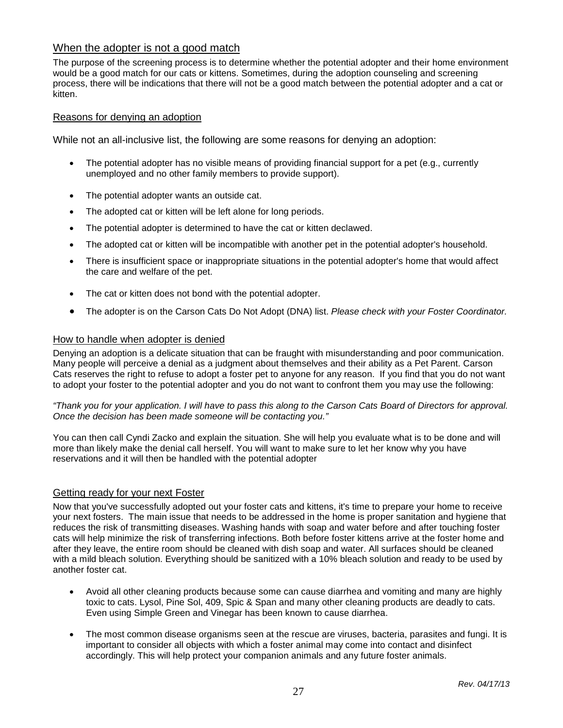## When the adopter is not a good match

The purpose of the screening process is to determine whether the potential adopter and their home environment would be a good match for our cats or kittens. Sometimes, during the adoption counseling and screening process, there will be indications that there will not be a good match between the potential adopter and a cat or kitten.

### Reasons for denying an adoption

While not an all-inclusive list, the following are some reasons for denying an adoption:

- The potential adopter has no visible means of providing financial support for a pet (e.g., currently unemployed and no other family members to provide support).
- The potential adopter wants an outside cat.
- The adopted cat or kitten will be left alone for long periods.
- The potential adopter is determined to have the cat or kitten declawed.
- The adopted cat or kitten will be incompatible with another pet in the potential adopter's household.
- There is insufficient space or inappropriate situations in the potential adopter's home that would affect the care and welfare of the pet.
- The cat or kitten does not bond with the potential adopter.
- The adopter is on the Carson Cats Do Not Adopt (DNA) list. *Please check with your Foster Coordinator.*

### How to handle when adopter is denied

Denying an adoption is a delicate situation that can be fraught with misunderstanding and poor communication. Many people will perceive a denial as a judgment about themselves and their ability as a Pet Parent. Carson Cats reserves the right to refuse to adopt a foster pet to anyone for any reason. If you find that you do not want to adopt your foster to the potential adopter and you do not want to confront them you may use the following:

*"Thank you for your application. I will have to pass this along to the Carson Cats Board of Directors for approval. Once the decision has been made someone will be contacting you."*

You can then call Cyndi Zacko and explain the situation. She will help you evaluate what is to be done and will more than likely make the denial call herself. You will want to make sure to let her know why you have reservations and it will then be handled with the potential adopter

### Getting ready for your next Foster

Now that you've successfully adopted out your foster cats and kittens, it's time to prepare your home to receive your next fosters. The main issue that needs to be addressed in the home is proper sanitation and hygiene that reduces the risk of transmitting diseases. Washing hands with soap and water before and after touching foster cats will help minimize the risk of transferring infections. Both before foster kittens arrive at the foster home and after they leave, the entire room should be cleaned with dish soap and water. All surfaces should be cleaned with a mild bleach solution. Everything should be sanitized with a 10% bleach solution and ready to be used by another foster cat.

- Avoid all other cleaning products because some can cause diarrhea and vomiting and many are highly toxic to cats. Lysol, Pine Sol, 409, Spic & Span and many other cleaning products are deadly to cats. Even using Simple Green and Vinegar has been known to cause diarrhea.
- The most common disease organisms seen at the rescue are viruses, bacteria, parasites and fungi. It is important to consider all objects with which a foster animal may come into contact and disinfect accordingly. This will help protect your companion animals and any future foster animals.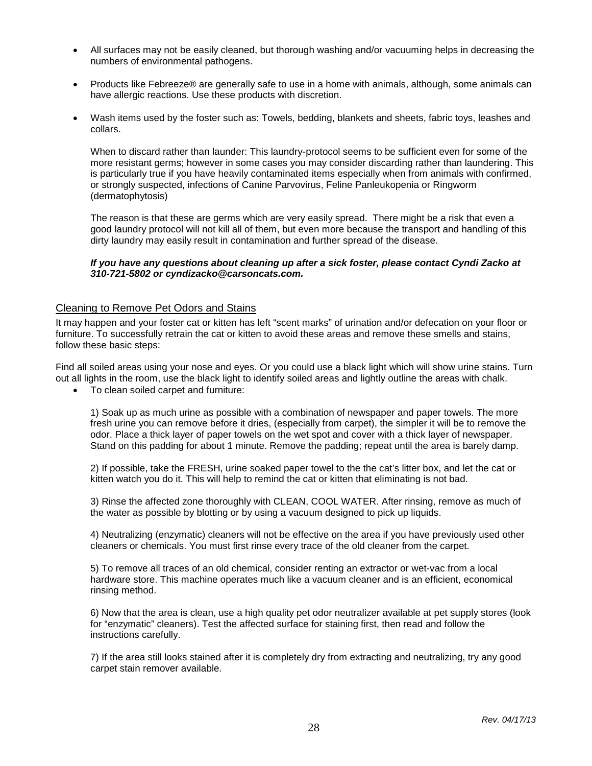- All surfaces may not be easily cleaned, but thorough washing and/or vacuuming helps in decreasing the numbers of environmental pathogens.

- Products like Febreeze® are generally safe to use in a home with animals, although, some animals can have allergic reactions. Use these products with discretion.

- Wash items used by the foster such as: Towels, bedding, blankets and sheets, fabric toys, leashes and collars.

  When to discard rather than launder: This laundry-protocol seems to be sufficient even for some of the more resistant germs; however in some cases you may consider discarding rather than laundering. This is particularly true if you have heavily contaminated items especially when from animals with confirmed, or strongly suspected, infections of Canine Parvovirus, Feline Panleukopenia or Ringworm (dermatophytosis)

  The reason is that these are germs which are very easily spread. There might be a risk that even a good laundry protocol will not kill all of them, but even more because the transport and handling of this dirty laundry may easily result in contamination and further spread of the disease.

  ***If you have any questions about cleaning up after a sick foster, please contact Cyndi Zacko at 310-721-5802 or cyndizacko@carsoncats.com.***

## Cleaning to Remove Pet Odors and Stains

It may happen and your foster cat or kitten has left "scent marks" of urination and/or defecation on your floor or furniture. To successfully retrain the cat or kitten to avoid these areas and remove these smells and stains, follow these basic steps:

Find all soiled areas using your nose and eyes. Or you could use a black light which will show urine stains. Turn out all lights in the room, use the black light to identify soiled areas and lightly outline the areas with chalk.

- To clean soiled carpet and furniture:

  1) Soak up as much urine as possible with a combination of newspaper and paper towels. The more fresh urine you can remove before it dries, (especially from carpet), the simpler it will be to remove the odor. Place a thick layer of paper towels on the wet spot and cover with a thick layer of newspaper. Stand on this padding for about 1 minute. Remove the padding; repeat until the area is barely damp.

  2) If possible, take the FRESH, urine soaked paper towel to the the cat's litter box, and let the cat or kitten watch you do it. This will help to remind the cat or kitten that eliminating is not bad.

  3) Rinse the affected zone thoroughly with CLEAN, COOL WATER. After rinsing, remove as much of the water as possible by blotting or by using a vacuum designed to pick up liquids.

  4) Neutralizing (enzymatic) cleaners will not be effective on the area if you have previously used other cleaners or chemicals. You must first rinse every trace of the old cleaner from the carpet.

  5) To remove all traces of an old chemical, consider renting an extractor or wet-vac from a local hardware store. This machine operates much like a vacuum cleaner and is an efficient, economical rinsing method.

  6) Now that the area is clean, use a high quality pet odor neutralizer available at pet supply stores (look for "enzymatic" cleaners). Test the affected surface for staining first, then read and follow the instructions carefully.

  7) If the area still looks stained after it is completely dry from extracting and neutralizing, try any good carpet stain remover available.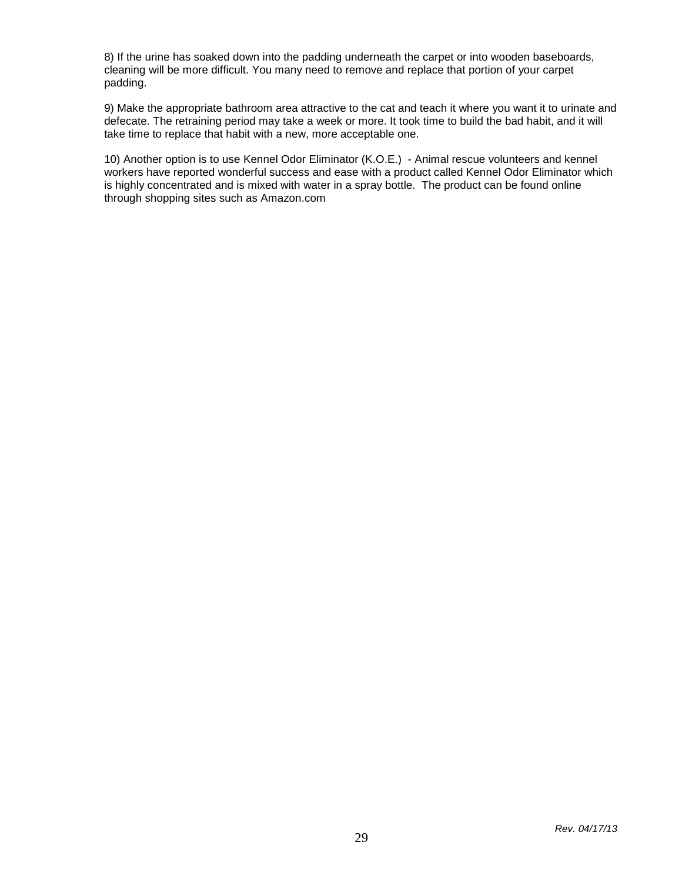8) If the urine has soaked down into the padding underneath the carpet or into wooden baseboards, cleaning will be more difficult. You many need to remove and replace that portion of your carpet padding.

9) Make the appropriate bathroom area attractive to the cat and teach it where you want it to urinate and defecate. The retraining period may take a week or more. It took time to build the bad habit, and it will take time to replace that habit with a new, more acceptable one.

10) Another option is to use Kennel Odor Eliminator (K.O.E.) - Animal rescue volunteers and kennel workers have reported wonderful success and ease with a product called Kennel Odor Eliminator which is highly concentrated and is mixed with water in a spray bottle. The product can be found online through shopping sites such as Amazon.com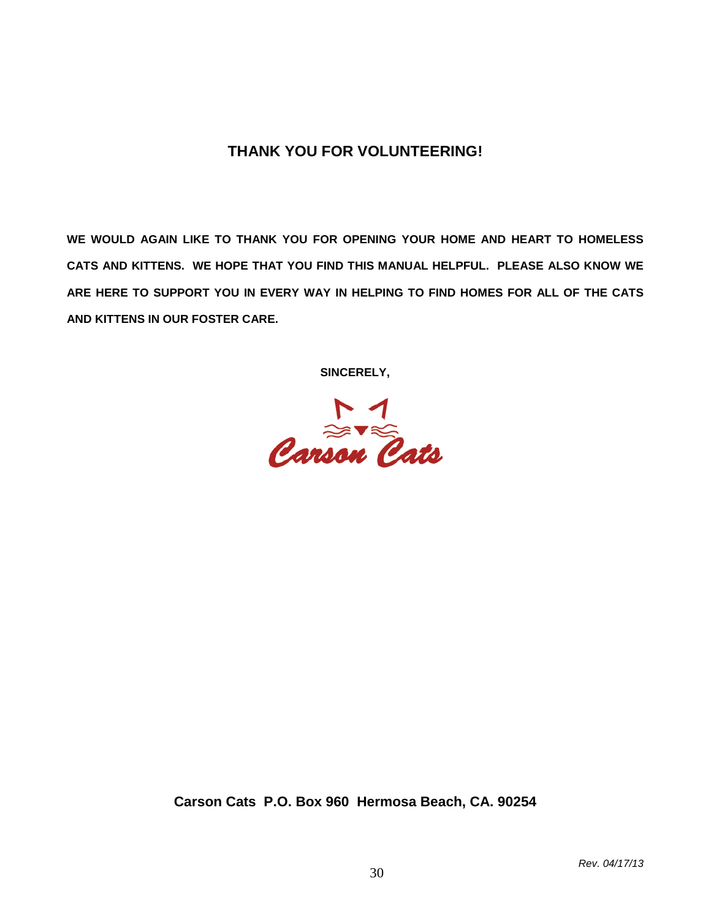## THANK YOU FOR VOLUNTEERING!

**WE WOULD AGAIN LIKE TO THANK YOU FOR OPENING YOUR HOME AND HEART TO HOMELESS CATS AND KITTENS. WE HOPE THAT YOU FIND THIS MANUAL HELPFUL. PLEASE ALSO KNOW WE ARE HERE TO SUPPORT YOU IN EVERY WAY IN HELPING TO FIND HOMES FOR ALL OF THE CATS AND KITTENS IN OUR FOSTER CARE.**

**SINCERELY,**

Carson Cats

**Carson Cats P.O. Box 960 Hermosa Beach, CA. 90254**

*Rev. 04/17/13*